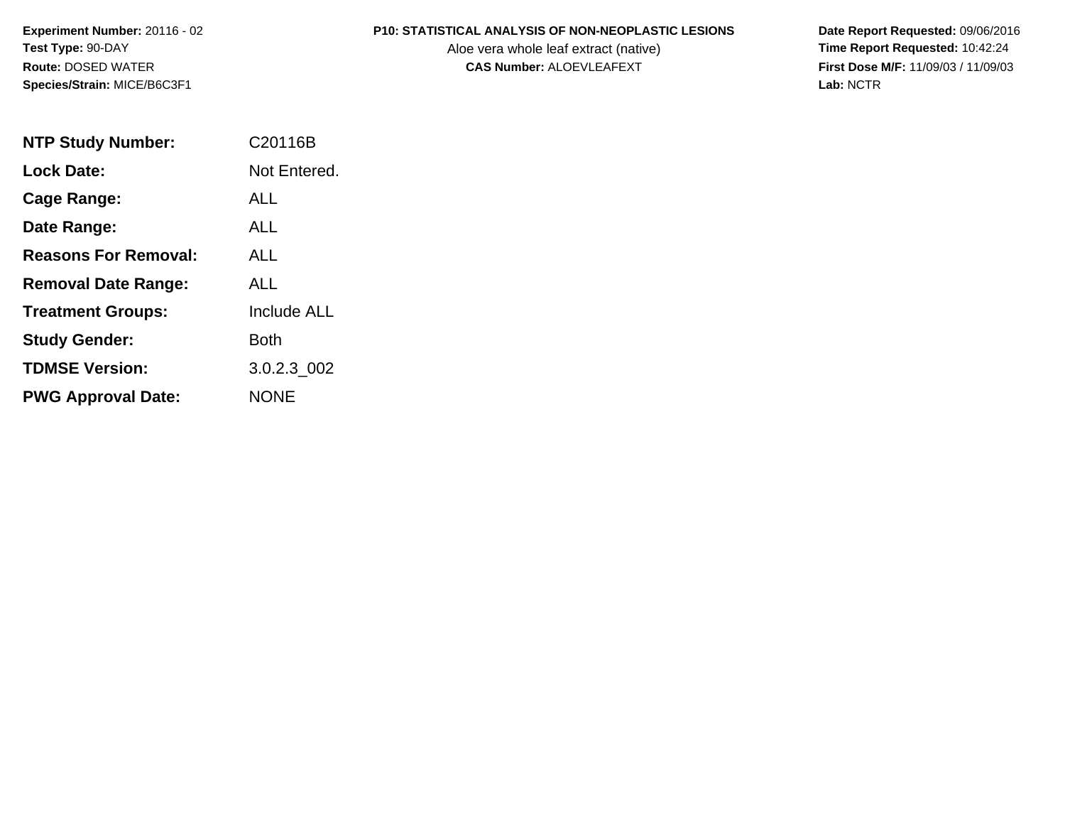**Experiment Number:** 20116 - 02
**Test Type:** 90-DAY
**Route:** DOSED WATER
**Species/Strain:** MICE/B6C3F1

**P10: STATISTICAL ANALYSIS OF NON-NEOPLASTIC LESIONS**
Aloe vera whole leaf extract (native)
**CAS Number:** ALOEVLEAFEXT

**Date Report Requested:** 09/06/2016
**Time Report Requested:** 10:42:24
**First Dose M/F:** 11/09/03 / 11/09/03
**Lab:** NCTR

| | |
|---|---|
| **NTP Study Number:** | C20116B |
| **Lock Date:** | Not Entered. |
| **Cage Range:** | ALL |
| **Date Range:** | ALL |
| **Reasons For Removal:** | ALL |
| **Removal Date Range:** | ALL |
| **Treatment Groups:** | Include ALL |
| **Study Gender:** | Both |
| **TDMSE Version:** | 3.0.2.3_002 |
| **PWG Approval Date:** | NONE |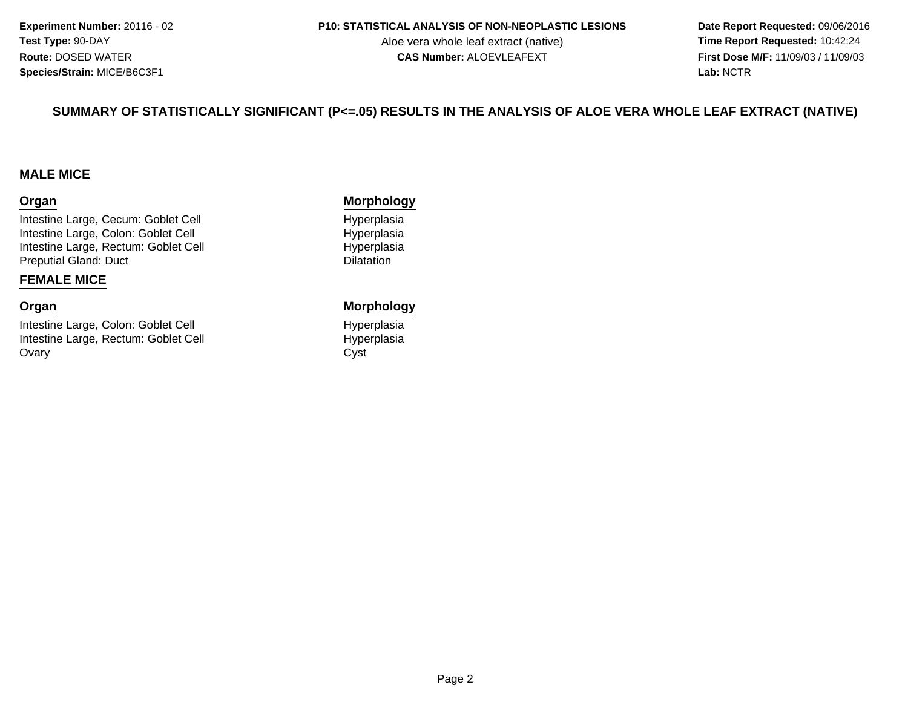**Experiment Number:** 20116 - 02
**Test Type:** 90-DAY
**Route:** DOSED WATER
**Species/Strain:** MICE/B6C3F1

**P10: STATISTICAL ANALYSIS OF NON-NEOPLASTIC LESIONS**
Aloe vera whole leaf extract (native)
**CAS Number:** ALOEVLEAFEXT

**Date Report Requested:** 09/06/2016
**Time Report Requested:** 10:42:24
**First Dose M/F:** 11/09/03 / 11/09/03
**Lab:** NCTR

## SUMMARY OF STATISTICALLY SIGNIFICANT (P<=.05) RESULTS IN THE ANALYSIS OF ALOE VERA WHOLE LEAF EXTRACT (NATIVE)

### MALE MICE

| Organ | Morphology |
|---|---|
| Intestine Large, Cecum: Goblet Cell | Hyperplasia |
| Intestine Large, Colon: Goblet Cell | Hyperplasia |
| Intestine Large, Rectum: Goblet Cell | Hyperplasia |
| Preputial Gland: Duct | Dilatation |

### FEMALE MICE

| Organ | Morphology |
|---|---|
| Intestine Large, Colon: Goblet Cell | Hyperplasia |
| Intestine Large, Rectum: Goblet Cell | Hyperplasia |
| Ovary | Cyst |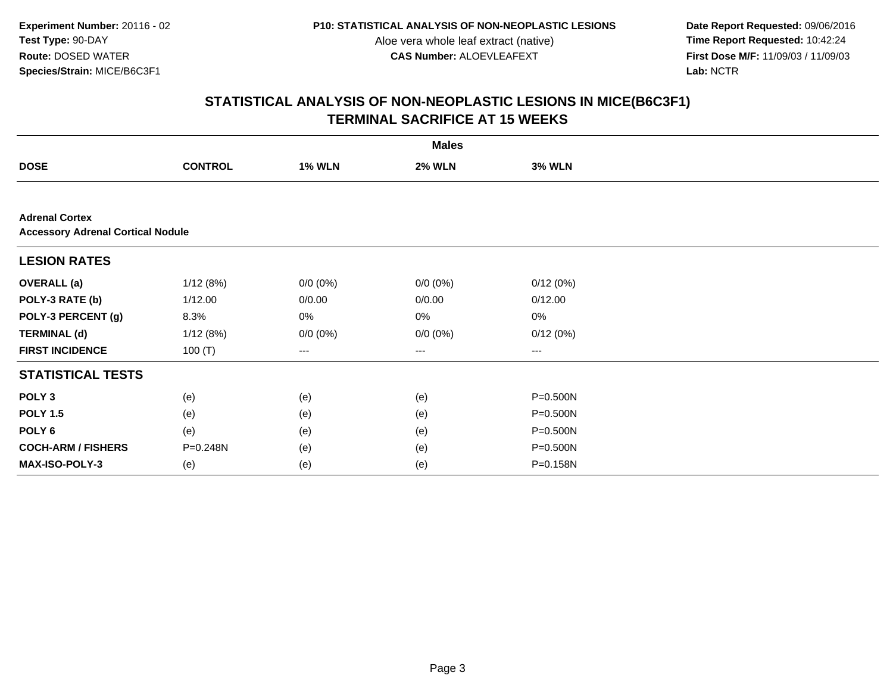# STATISTICAL ANALYSIS OF NON-NEOPLASTIC LESIONS IN MICE(B6C3F1)
## TERMINAL SACRIFICE AT 15 WEEKS

| | Males | | | |
|---|---|---|---|---|
| **DOSE** | **CONTROL** | **1% WLN** | **2% WLN** | **3% WLN** |
| **Adrenal Cortex** | | | | |
| **Accessory Adrenal Cortical Nodule** | | | | |
| **LESION RATES** | | | | |
| **OVERALL (a)** | 1/12 (8%) | 0/0 (0%) | 0/0 (0%) | 0/12 (0%) |
| **POLY-3 RATE (b)** | 1/12.00 | 0/0.00 | 0/0.00 | 0/12.00 |
| **POLY-3 PERCENT (g)** | 8.3% | 0% | 0% | 0% |
| **TERMINAL (d)** | 1/12 (8%) | 0/0 (0%) | 0/0 (0%) | 0/12 (0%) |
| **FIRST INCIDENCE** | 100 (T) | --- | --- | --- |
| **STATISTICAL TESTS** | | | | |
| **POLY 3** | (e) | (e) | (e) | P=0.500N |
| **POLY 1.5** | (e) | (e) | (e) | P=0.500N |
| **POLY 6** | (e) | (e) | (e) | P=0.500N |
| **COCH-ARM / FISHERS** | P=0.248N | (e) | (e) | P=0.500N |
| **MAX-ISO-POLY-3** | (e) | (e) | (e) | P=0.158N |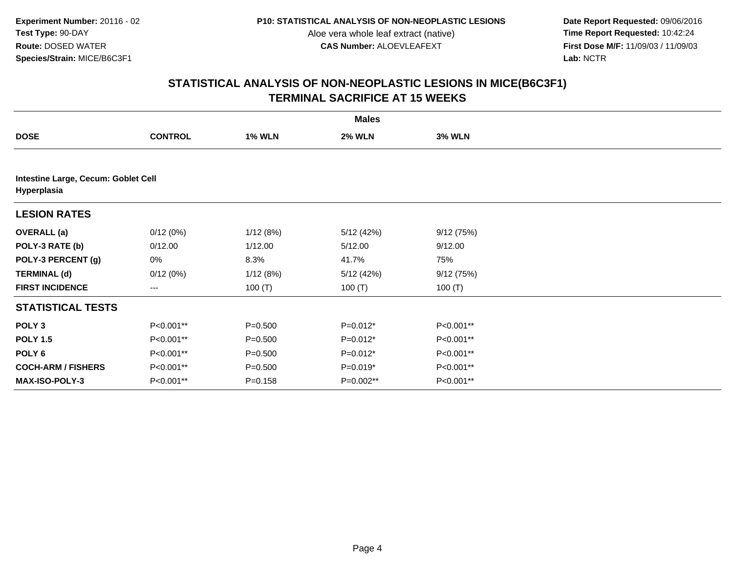**Experiment Number:** 20116 - 02
**Test Type:** 90-DAY
**Route:** DOSED WATER
**Species/Strain:** MICE/B6C3F1

**P10: STATISTICAL ANALYSIS OF NON-NEOPLASTIC LESIONS**
Aloe vera whole leaf extract (native)
**CAS Number:** ALOEVLEAFEXT

**Date Report Requested:** 09/06/2016
**Time Report Requested:** 10:42:24
**First Dose M/F:** 11/09/03 / 11/09/03
**Lab:** NCTR

# STATISTICAL ANALYSIS OF NON-NEOPLASTIC LESIONS IN MICE(B6C3F1) TERMINAL SACRIFICE AT 15 WEEKS

| | | Males | | |
|---|---|---|---|---|
| **DOSE** | **CONTROL** | **1% WLN** | **2% WLN** | **3% WLN** |
| **Intestine Large, Cecum: Goblet Cell Hyperplasia** | | | | |
| **LESION RATES** | | | | |
| **OVERALL (a)** | 0/12 (0%) | 1/12 (8%) | 5/12 (42%) | 9/12 (75%) |
| **POLY-3 RATE (b)** | 0/12.00 | 1/12.00 | 5/12.00 | 9/12.00 |
| **POLY-3 PERCENT (g)** | 0% | 8.3% | 41.7% | 75% |
| **TERMINAL (d)** | 0/12 (0%) | 1/12 (8%) | 5/12 (42%) | 9/12 (75%) |
| **FIRST INCIDENCE** | --- | 100 (T) | 100 (T) | 100 (T) |
| **STATISTICAL TESTS** | | | | |
| **POLY 3** | P<0.001** | P=0.500 | P=0.012* | P<0.001** |
| **POLY 1.5** | P<0.001** | P=0.500 | P=0.012* | P<0.001** |
| **POLY 6** | P<0.001** | P=0.500 | P=0.012* | P<0.001** |
| **COCH-ARM / FISHERS** | P<0.001** | P=0.500 | P=0.019* | P<0.001** |
| **MAX-ISO-POLY-3** | P<0.001** | P=0.158 | P=0.002** | P<0.001** |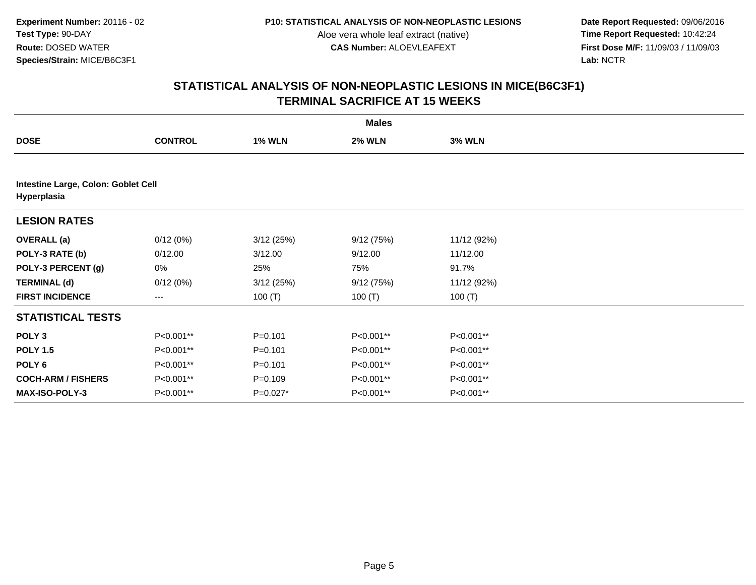**Experiment Number:** 20116 - 02
**Test Type:** 90-DAY
**Route:** DOSED WATER
**Species/Strain:** MICE/B6C3F1

**P10: STATISTICAL ANALYSIS OF NON-NEOPLASTIC LESIONS**
Aloe vera whole leaf extract (native)
**CAS Number:** ALOEVLEAFEXT

**Date Report Requested:** 09/06/2016
**Time Report Requested:** 10:42:24
**First Dose M/F:** 11/09/03 / 11/09/03
**Lab:** NCTR

## STATISTICAL ANALYSIS OF NON-NEOPLASTIC LESIONS IN MICE(B6C3F1)
## TERMINAL SACRIFICE AT 15 WEEKS

| | Males | | | |
|---|---|---|---|---|
| **DOSE** | **CONTROL** | **1% WLN** | **2% WLN** | **3% WLN** |
| **Intestine Large, Colon: Goblet Cell Hyperplasia** | | | | |
| **LESION RATES** | | | | |
| **OVERALL (a)** | 0/12 (0%) | 3/12 (25%) | 9/12 (75%) | 11/12 (92%) |
| **POLY-3 RATE (b)** | 0/12.00 | 3/12.00 | 9/12.00 | 11/12.00 |
| **POLY-3 PERCENT (g)** | 0% | 25% | 75% | 91.7% |
| **TERMINAL (d)** | 0/12 (0%) | 3/12 (25%) | 9/12 (75%) | 11/12 (92%) |
| **FIRST INCIDENCE** | --- | 100 (T) | 100 (T) | 100 (T) |
| **STATISTICAL TESTS** | | | | |
| **POLY 3** | P<0.001** | P=0.101 | P<0.001** | P<0.001** |
| **POLY 1.5** | P<0.001** | P=0.101 | P<0.001** | P<0.001** |
| **POLY 6** | P<0.001** | P=0.101 | P<0.001** | P<0.001** |
| **COCH-ARM / FISHERS** | P<0.001** | P=0.109 | P<0.001** | P<0.001** |
| **MAX-ISO-POLY-3** | P<0.001** | P=0.027* | P<0.001** | P<0.001** |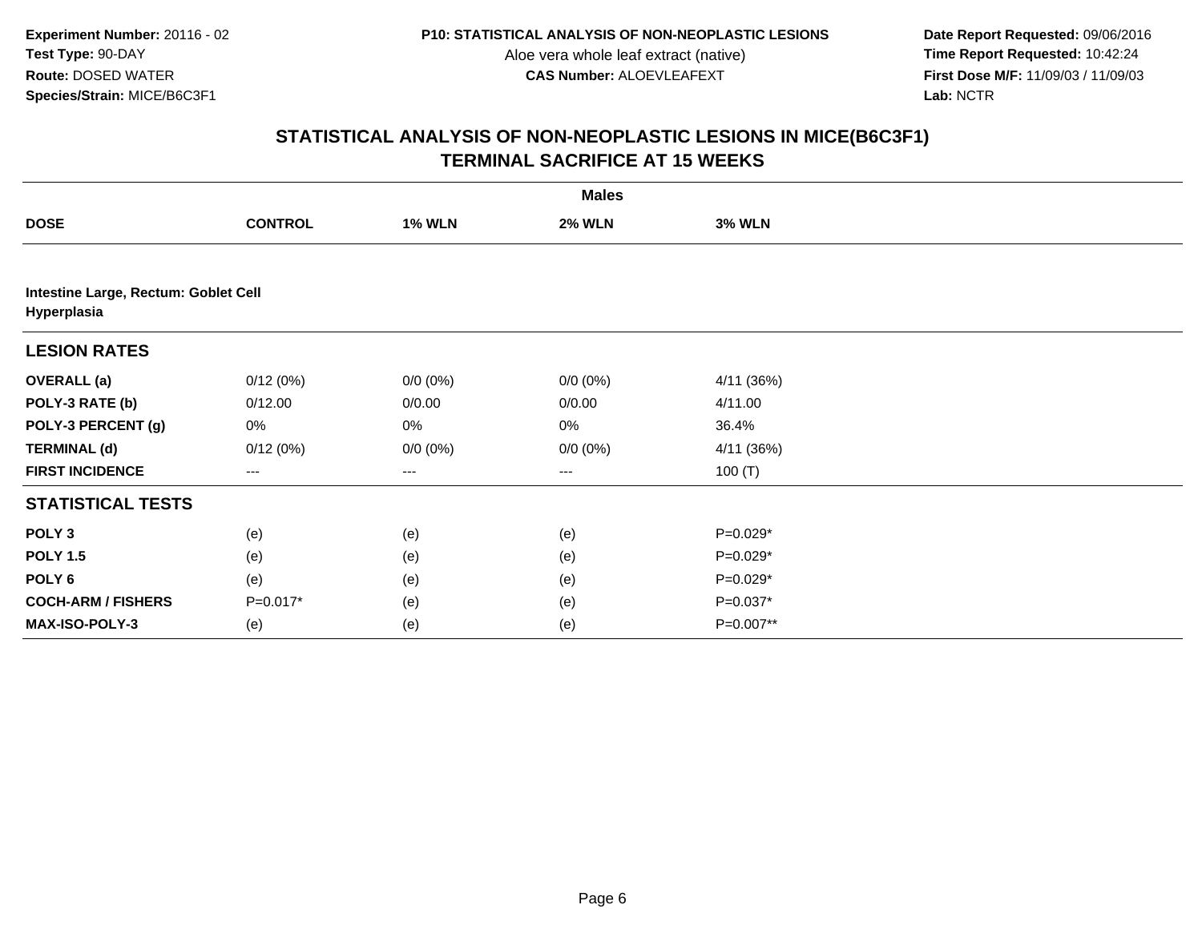**Experiment Number:** 20116 - 02
**Test Type:** 90-DAY
**Route:** DOSED WATER
**Species/Strain:** MICE/B6C3F1

**P10: STATISTICAL ANALYSIS OF NON-NEOPLASTIC LESIONS**
Aloe vera whole leaf extract (native)
**CAS Number:** ALOEVLEAFEXT

**Date Report Requested:** 09/06/2016
**Time Report Requested:** 10:42:24
**First Dose M/F:** 11/09/03 / 11/09/03
**Lab:** NCTR

## STATISTICAL ANALYSIS OF NON-NEOPLASTIC LESIONS IN MICE(B6C3F1) TERMINAL SACRIFICE AT 15 WEEKS

| | Males | | | |
|---|---|---|---|---|
| **DOSE** | **CONTROL** | **1% WLN** | **2% WLN** | **3% WLN** |
| **Intestine Large, Rectum: Goblet Cell Hyperplasia** | | | | |
| **LESION RATES** | | | | |
| **OVERALL (a)** | 0/12 (0%) | 0/0 (0%) | 0/0 (0%) | 4/11 (36%) |
| **POLY-3 RATE (b)** | 0/12.00 | 0/0.00 | 0/0.00 | 4/11.00 |
| **POLY-3 PERCENT (g)** | 0% | 0% | 0% | 36.4% |
| **TERMINAL (d)** | 0/12 (0%) | 0/0 (0%) | 0/0 (0%) | 4/11 (36%) |
| **FIRST INCIDENCE** | --- | --- | --- | 100 (T) |
| **STATISTICAL TESTS** | | | | |
| **POLY 3** | (e) | (e) | (e) | P=0.029* |
| **POLY 1.5** | (e) | (e) | (e) | P=0.029* |
| **POLY 6** | (e) | (e) | (e) | P=0.029* |
| **COCH-ARM / FISHERS** | P=0.017* | (e) | (e) | P=0.037* |
| **MAX-ISO-POLY-3** | (e) | (e) | (e) | P=0.007** |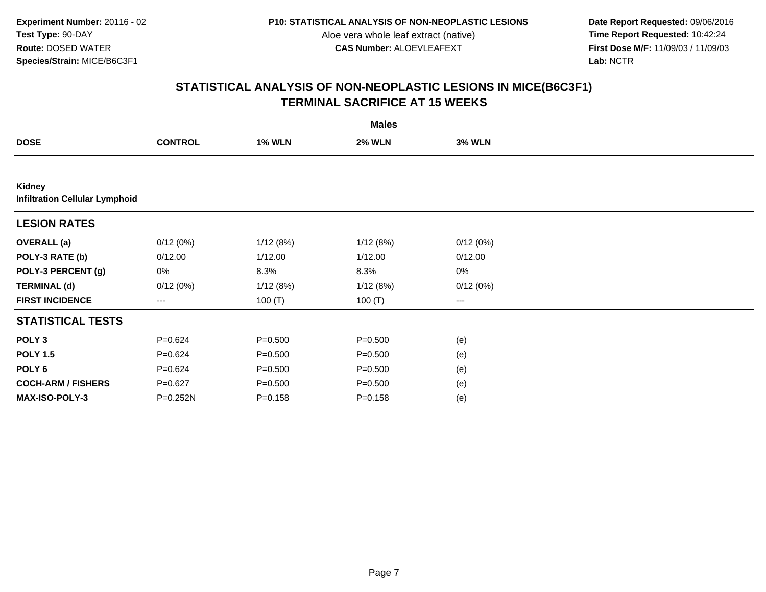**Experiment Number:** 20116 - 02
**Test Type:** 90-DAY
**Route:** DOSED WATER
**Species/Strain:** MICE/B6C3F1

**P10: STATISTICAL ANALYSIS OF NON-NEOPLASTIC LESIONS**
Aloe vera whole leaf extract (native)
**CAS Number:** ALOEVLEAFEXT

**Date Report Requested:** 09/06/2016
**Time Report Requested:** 10:42:24
**First Dose M/F:** 11/09/03 / 11/09/03
**Lab:** NCTR

## STATISTICAL ANALYSIS OF NON-NEOPLASTIC LESIONS IN MICE(B6C3F1)
## TERMINAL SACRIFICE AT 15 WEEKS

| | Males | | | |
|---|---|---|---|---|
| **DOSE** | **CONTROL** | **1% WLN** | **2% WLN** | **3% WLN** |
| **Kidney** | | | | |
| **Infiltration Cellular Lymphoid** | | | | |
| **LESION RATES** | | | | |
| **OVERALL (a)** | 0/12 (0%) | 1/12 (8%) | 1/12 (8%) | 0/12 (0%) |
| **POLY-3 RATE (b)** | 0/12.00 | 1/12.00 | 1/12.00 | 0/12.00 |
| **POLY-3 PERCENT (g)** | 0% | 8.3% | 8.3% | 0% |
| **TERMINAL (d)** | 0/12 (0%) | 1/12 (8%) | 1/12 (8%) | 0/12 (0%) |
| **FIRST INCIDENCE** | --- | 100 (T) | 100 (T) | --- |
| **STATISTICAL TESTS** | | | | |
| **POLY 3** | P=0.624 | P=0.500 | P=0.500 | (e) |
| **POLY 1.5** | P=0.624 | P=0.500 | P=0.500 | (e) |
| **POLY 6** | P=0.624 | P=0.500 | P=0.500 | (e) |
| **COCH-ARM / FISHERS** | P=0.627 | P=0.500 | P=0.500 | (e) |
| **MAX-ISO-POLY-3** | P=0.252N | P=0.158 | P=0.158 | (e) |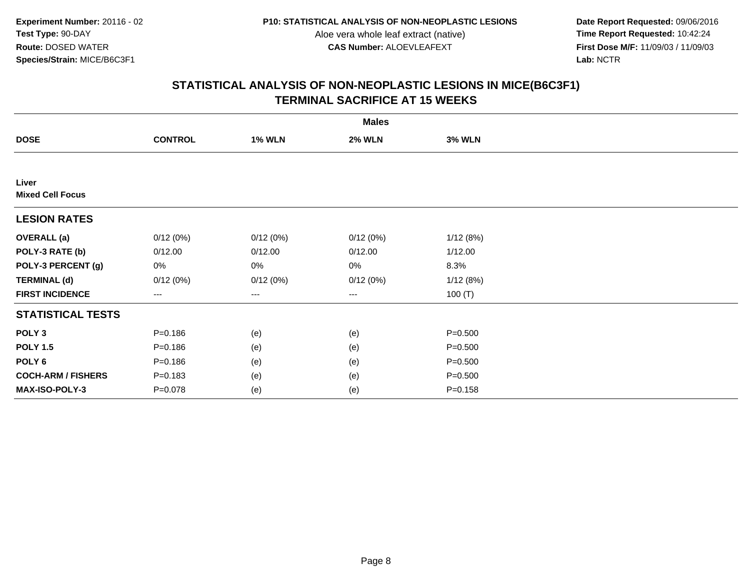**Experiment Number:** 20116 - 02
**Test Type:** 90-DAY
**Route:** DOSED WATER
**Species/Strain:** MICE/B6C3F1

**P10: STATISTICAL ANALYSIS OF NON-NEOPLASTIC LESIONS**
Aloe vera whole leaf extract (native)
**CAS Number:** ALOEVLEAFEXT

**Date Report Requested:** 09/06/2016
**Time Report Requested:** 10:42:24
**First Dose M/F:** 11/09/03 / 11/09/03
**Lab:** NCTR

## STATISTICAL ANALYSIS OF NON-NEOPLASTIC LESIONS IN MICE(B6C3F1)
## TERMINAL SACRIFICE AT 15 WEEKS

| | Males | | | |
|---|---|---|---|---|
| **DOSE** | **CONTROL** | **1% WLN** | **2% WLN** | **3% WLN** |
| **Liver** | | | | |
| **Mixed Cell Focus** | | | | |
| **LESION RATES** | | | | |
| **OVERALL (a)** | 0/12 (0%) | 0/12 (0%) | 0/12 (0%) | 1/12 (8%) |
| **POLY-3 RATE (b)** | 0/12.00 | 0/12.00 | 0/12.00 | 1/12.00 |
| **POLY-3 PERCENT (g)** | 0% | 0% | 0% | 8.3% |
| **TERMINAL (d)** | 0/12 (0%) | 0/12 (0%) | 0/12 (0%) | 1/12 (8%) |
| **FIRST INCIDENCE** | --- | --- | --- | 100 (T) |
| **STATISTICAL TESTS** | | | | |
| **POLY 3** | P=0.186 | (e) | (e) | P=0.500 |
| **POLY 1.5** | P=0.186 | (e) | (e) | P=0.500 |
| **POLY 6** | P=0.186 | (e) | (e) | P=0.500 |
| **COCH-ARM / FISHERS** | P=0.183 | (e) | (e) | P=0.500 |
| **MAX-ISO-POLY-3** | P=0.078 | (e) | (e) | P=0.158 |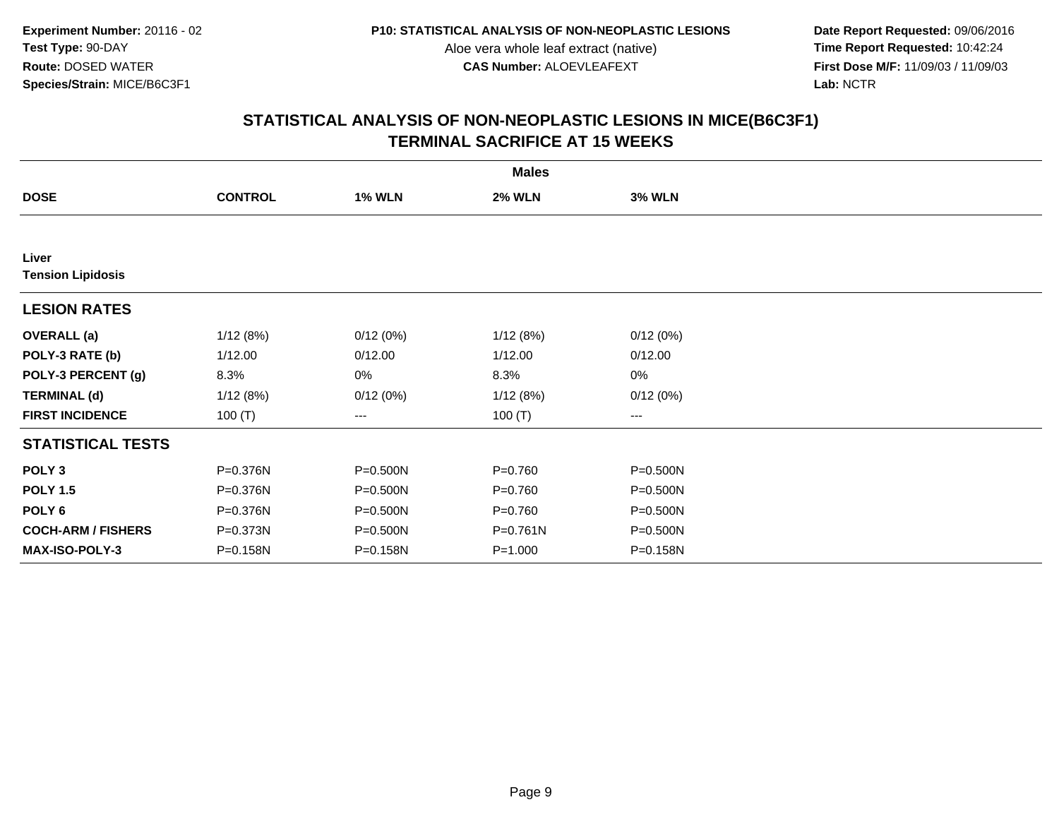Experiment Number: 20116 - 02
Test Type: 90-DAY
Route: DOSED WATER
Species/Strain: MICE/B6C3F1

P10: STATISTICAL ANALYSIS OF NON-NEOPLASTIC LESIONS
Aloe vera whole leaf extract (native)
CAS Number: ALOEVLEAFEXT

Date Report Requested: 09/06/2016
Time Report Requested: 10:42:24
First Dose M/F: 11/09/03 / 11/09/03
Lab: NCTR

## STATISTICAL ANALYSIS OF NON-NEOPLASTIC LESIONS IN MICE(B6C3F1)
## TERMINAL SACRIFICE AT 15 WEEKS

| | Males | | | |
|---|---|---|---|---|
| **DOSE** | **CONTROL** | **1% WLN** | **2% WLN** | **3% WLN** |
| **Liver** | | | | |
| **Tension Lipidosis** | | | | |
| **LESION RATES** | | | | |
| **OVERALL (a)** | 1/12 (8%) | 0/12 (0%) | 1/12 (8%) | 0/12 (0%) |
| **POLY-3 RATE (b)** | 1/12.00 | 0/12.00 | 1/12.00 | 0/12.00 |
| **POLY-3 PERCENT (g)** | 8.3% | 0% | 8.3% | 0% |
| **TERMINAL (d)** | 1/12 (8%) | 0/12 (0%) | 1/12 (8%) | 0/12 (0%) |
| **FIRST INCIDENCE** | 100 (T) | --- | 100 (T) | --- |
| **STATISTICAL TESTS** | | | | |
| **POLY 3** | P=0.376N | P=0.500N | P=0.760 | P=0.500N |
| **POLY 1.5** | P=0.376N | P=0.500N | P=0.760 | P=0.500N |
| **POLY 6** | P=0.376N | P=0.500N | P=0.760 | P=0.500N |
| **COCH-ARM / FISHERS** | P=0.373N | P=0.500N | P=0.761N | P=0.500N |
| **MAX-ISO-POLY-3** | P=0.158N | P=0.158N | P=1.000 | P=0.158N |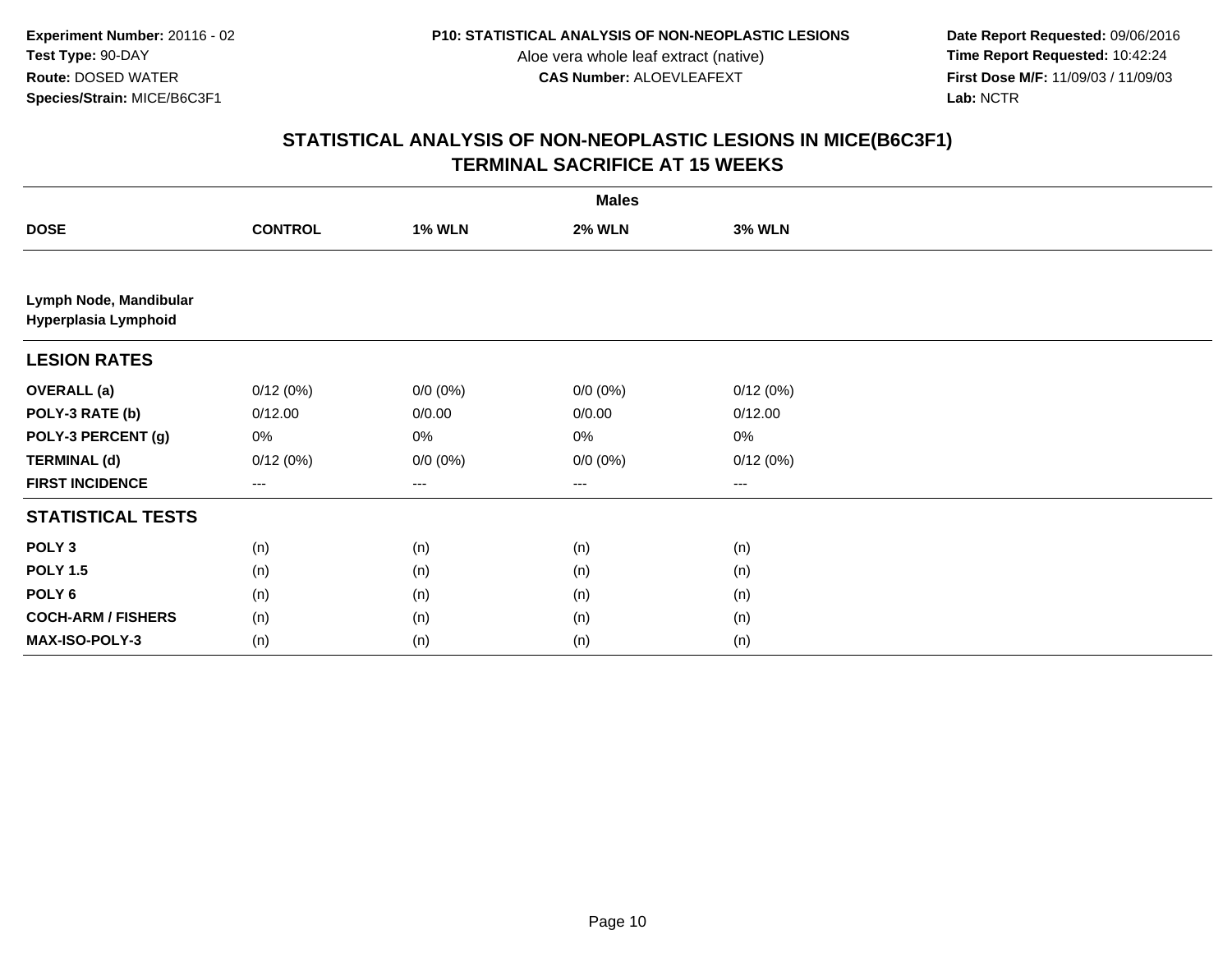**Experiment Number:** 20116 - 02
**Test Type:** 90-DAY
**Route:** DOSED WATER
**Species/Strain:** MICE/B6C3F1

**P10: STATISTICAL ANALYSIS OF NON-NEOPLASTIC LESIONS**
Aloe vera whole leaf extract (native)
**CAS Number:** ALOEVLEAFEXT

**Date Report Requested:** 09/06/2016
**Time Report Requested:** 10:42:24
**First Dose M/F:** 11/09/03 / 11/09/03
**Lab:** NCTR

## STATISTICAL ANALYSIS OF NON-NEOPLASTIC LESIONS IN MICE(B6C3F1)
## TERMINAL SACRIFICE AT 15 WEEKS

| | Males | | | |
|---|---|---|---|---|
| **DOSE** | **CONTROL** | **1% WLN** | **2% WLN** | **3% WLN** |
| **Lymph Node, Mandibular** | | | | |
| **Hyperplasia Lymphoid** | | | | |
| **LESION RATES** | | | | |
| **OVERALL (a)** | 0/12 (0%) | 0/0 (0%) | 0/0 (0%) | 0/12 (0%) |
| **POLY-3 RATE (b)** | 0/12.00 | 0/0.00 | 0/0.00 | 0/12.00 |
| **POLY-3 PERCENT (g)** | 0% | 0% | 0% | 0% |
| **TERMINAL (d)** | 0/12 (0%) | 0/0 (0%) | 0/0 (0%) | 0/12 (0%) |
| **FIRST INCIDENCE** | --- | --- | --- | --- |
| **STATISTICAL TESTS** | | | | |
| **POLY 3** | (n) | (n) | (n) | (n) |
| **POLY 1.5** | (n) | (n) | (n) | (n) |
| **POLY 6** | (n) | (n) | (n) | (n) |
| **COCH-ARM / FISHERS** | (n) | (n) | (n) | (n) |
| **MAX-ISO-POLY-3** | (n) | (n) | (n) | (n) |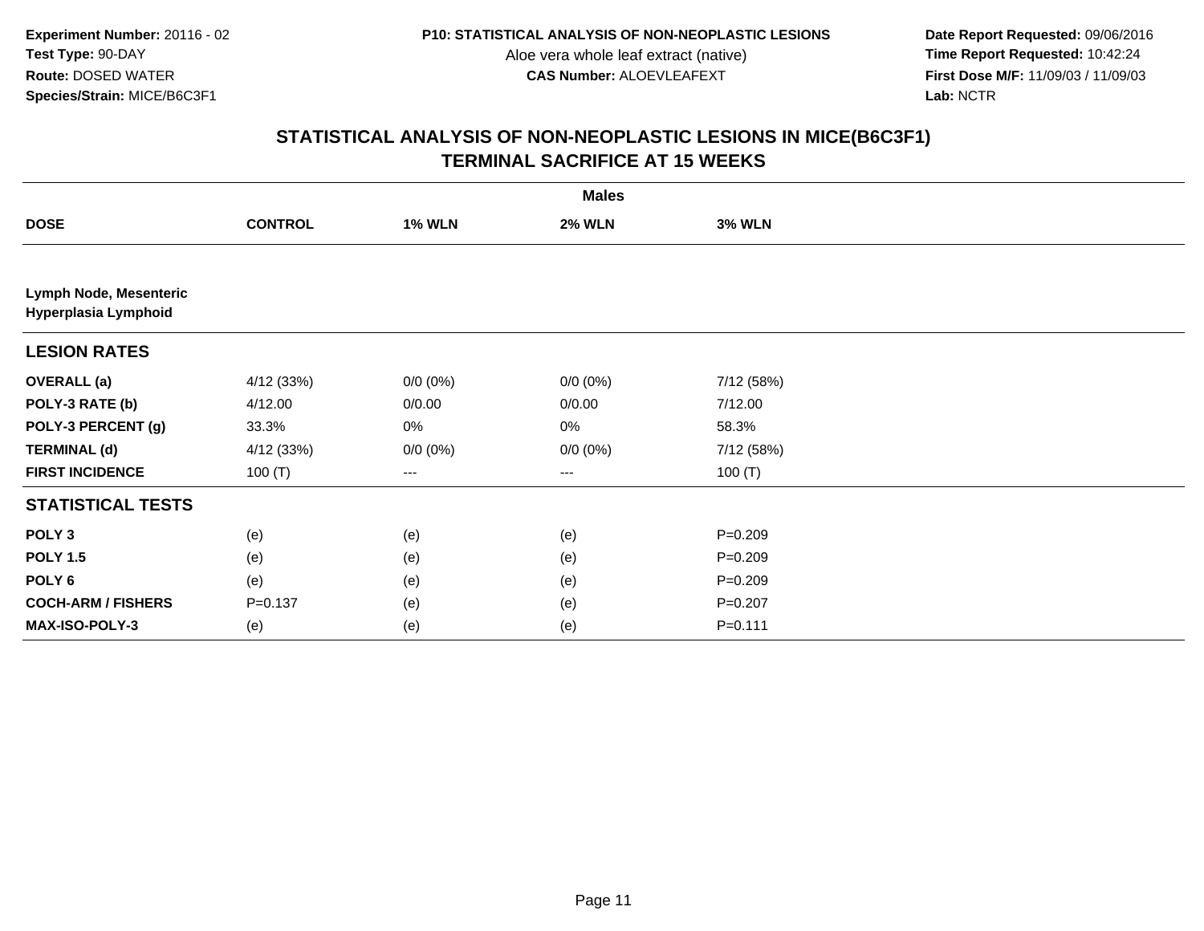**Experiment Number:** 20116 - 02
**Test Type:** 90-DAY
**Route:** DOSED WATER
**Species/Strain:** MICE/B6C3F1

**P10: STATISTICAL ANALYSIS OF NON-NEOPLASTIC LESIONS**
Aloe vera whole leaf extract (native)
**CAS Number:** ALOEVLEAFEXT

**Date Report Requested:** 09/06/2016
**Time Report Requested:** 10:42:24
**First Dose M/F:** 11/09/03 / 11/09/03
**Lab:** NCTR

## STATISTICAL ANALYSIS OF NON-NEOPLASTIC LESIONS IN MICE(B6C3F1)
## TERMINAL SACRIFICE AT 15 WEEKS

| | Males | | | |
|---|---|---|---|---|
| **DOSE** | **CONTROL** | **1% WLN** | **2% WLN** | **3% WLN** |
| **Lymph Node, Mesenteric** | | | | |
| **Hyperplasia Lymphoid** | | | | |
| **LESION RATES** | | | | |
| **OVERALL (a)** | 4/12 (33%) | 0/0 (0%) | 0/0 (0%) | 7/12 (58%) |
| **POLY-3 RATE (b)** | 4/12.00 | 0/0.00 | 0/0.00 | 7/12.00 |
| **POLY-3 PERCENT (g)** | 33.3% | 0% | 0% | 58.3% |
| **TERMINAL (d)** | 4/12 (33%) | 0/0 (0%) | 0/0 (0%) | 7/12 (58%) |
| **FIRST INCIDENCE** | 100 (T) | --- | --- | 100 (T) |
| **STATISTICAL TESTS** | | | | |
| **POLY 3** | (e) | (e) | (e) | P=0.209 |
| **POLY 1.5** | (e) | (e) | (e) | P=0.209 |
| **POLY 6** | (e) | (e) | (e) | P=0.209 |
| **COCH-ARM / FISHERS** | P=0.137 | (e) | (e) | P=0.207 |
| **MAX-ISO-POLY-3** | (e) | (e) | (e) | P=0.111 |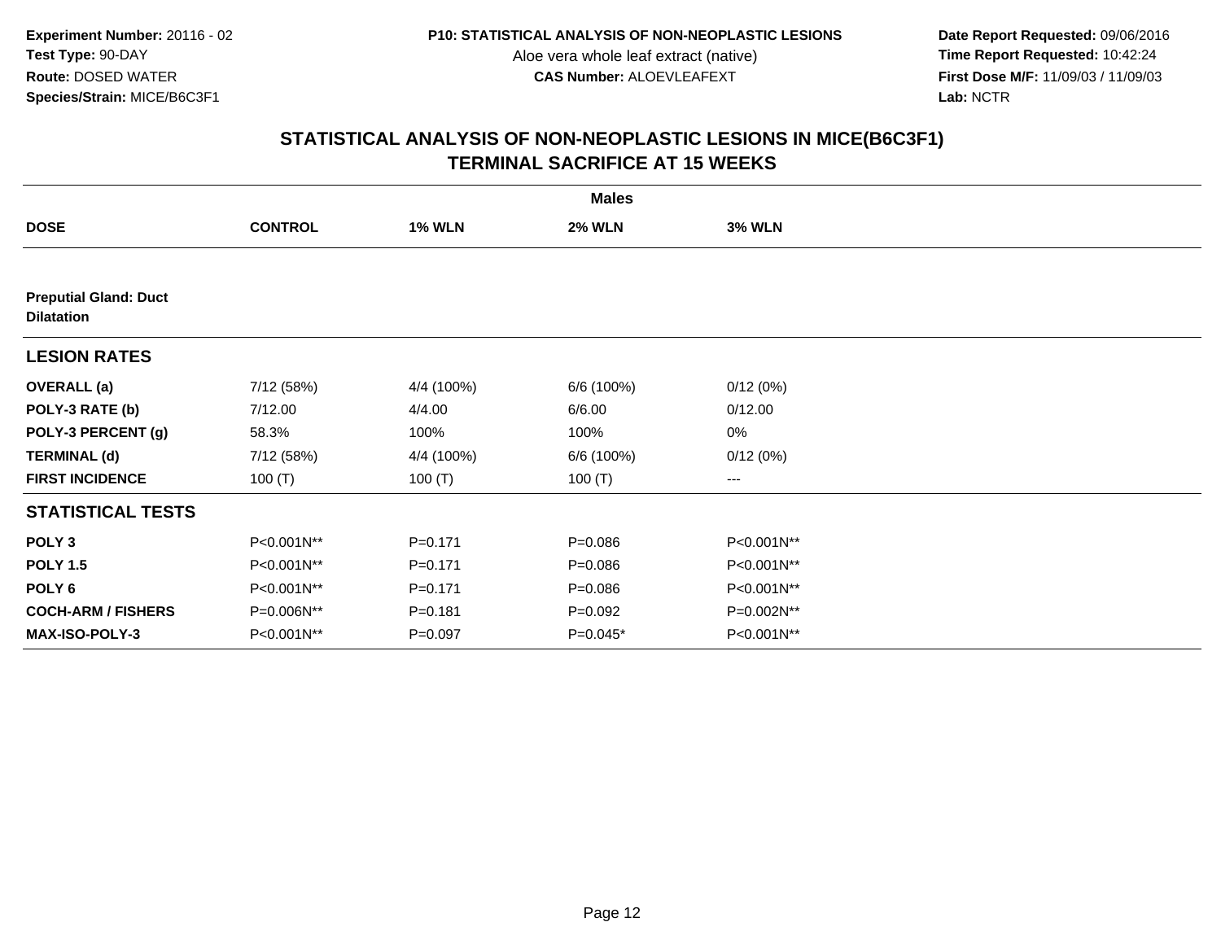**Experiment Number:** 20116 - 02
**Test Type:** 90-DAY
**Route:** DOSED WATER
**Species/Strain:** MICE/B6C3F1

**P10: STATISTICAL ANALYSIS OF NON-NEOPLASTIC LESIONS**
Aloe vera whole leaf extract (native)
**CAS Number:** ALOEVLEAFEXT

**Date Report Requested:** 09/06/2016
**Time Report Requested:** 10:42:24
**First Dose M/F:** 11/09/03 / 11/09/03
**Lab:** NCTR

## STATISTICAL ANALYSIS OF NON-NEOPLASTIC LESIONS IN MICE(B6C3F1)
## TERMINAL SACRIFICE AT 15 WEEKS

| | Males | | | |
|---|---|---|---|---|
| **DOSE** | **CONTROL** | **1% WLN** | **2% WLN** | **3% WLN** |
| **Preputial Gland: Duct Dilatation** | | | | |
| **LESION RATES** | | | | |
| **OVERALL (a)** | 7/12 (58%) | 4/4 (100%) | 6/6 (100%) | 0/12 (0%) |
| **POLY-3 RATE (b)** | 7/12.00 | 4/4.00 | 6/6.00 | 0/12.00 |
| **POLY-3 PERCENT (g)** | 58.3% | 100% | 100% | 0% |
| **TERMINAL (d)** | 7/12 (58%) | 4/4 (100%) | 6/6 (100%) | 0/12 (0%) |
| **FIRST INCIDENCE** | 100 (T) | 100 (T) | 100 (T) | --- |
| **STATISTICAL TESTS** | | | | |
| **POLY 3** | P<0.001N** | P=0.171 | P=0.086 | P<0.001N** |
| **POLY 1.5** | P<0.001N** | P=0.171 | P=0.086 | P<0.001N** |
| **POLY 6** | P<0.001N** | P=0.171 | P=0.086 | P<0.001N** |
| **COCH-ARM / FISHERS** | P=0.006N** | P=0.181 | P=0.092 | P=0.002N** |
| **MAX-ISO-POLY-3** | P<0.001N** | P=0.097 | P=0.045* | P<0.001N** |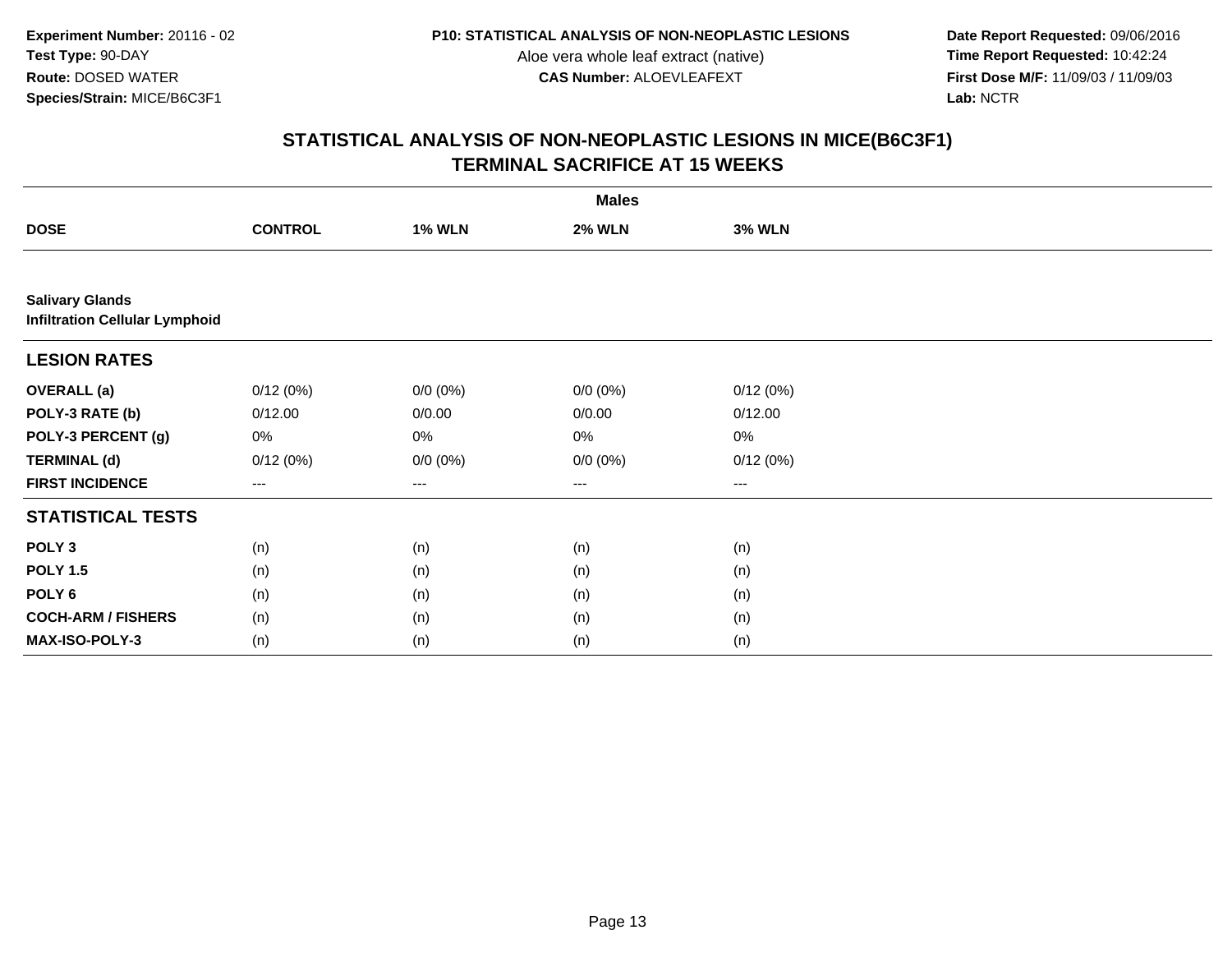Experiment Number: 20116 - 02
Test Type: 90-DAY
Route: DOSED WATER
Species/Strain: MICE/B6C3F1

P10: STATISTICAL ANALYSIS OF NON-NEOPLASTIC LESIONS
Aloe vera whole leaf extract (native)
CAS Number: ALOEVLEAFEXT

Date Report Requested: 09/06/2016
Time Report Requested: 10:42:24
First Dose M/F: 11/09/03 / 11/09/03
Lab: NCTR

# STATISTICAL ANALYSIS OF NON-NEOPLASTIC LESIONS IN MICE(B6C3F1)
## TERMINAL SACRIFICE AT 15 WEEKS

| | Males | | | |
|---|---|---|---|---|
| **DOSE** | **CONTROL** | **1% WLN** | **2% WLN** | **3% WLN** |
| **Salivary Glands** | | | | |
| **Infiltration Cellular Lymphoid** | | | | |
| **LESION RATES** | | | | |
| **OVERALL (a)** | 0/12 (0%) | 0/0 (0%) | 0/0 (0%) | 0/12 (0%) |
| **POLY-3 RATE (b)** | 0/12.00 | 0/0.00 | 0/0.00 | 0/12.00 |
| **POLY-3 PERCENT (g)** | 0% | 0% | 0% | 0% |
| **TERMINAL (d)** | 0/12 (0%) | 0/0 (0%) | 0/0 (0%) | 0/12 (0%) |
| **FIRST INCIDENCE** | --- | --- | --- | --- |
| **STATISTICAL TESTS** | | | | |
| **POLY 3** | (n) | (n) | (n) | (n) |
| **POLY 1.5** | (n) | (n) | (n) | (n) |
| **POLY 6** | (n) | (n) | (n) | (n) |
| **COCH-ARM / FISHERS** | (n) | (n) | (n) | (n) |
| **MAX-ISO-POLY-3** | (n) | (n) | (n) | (n) |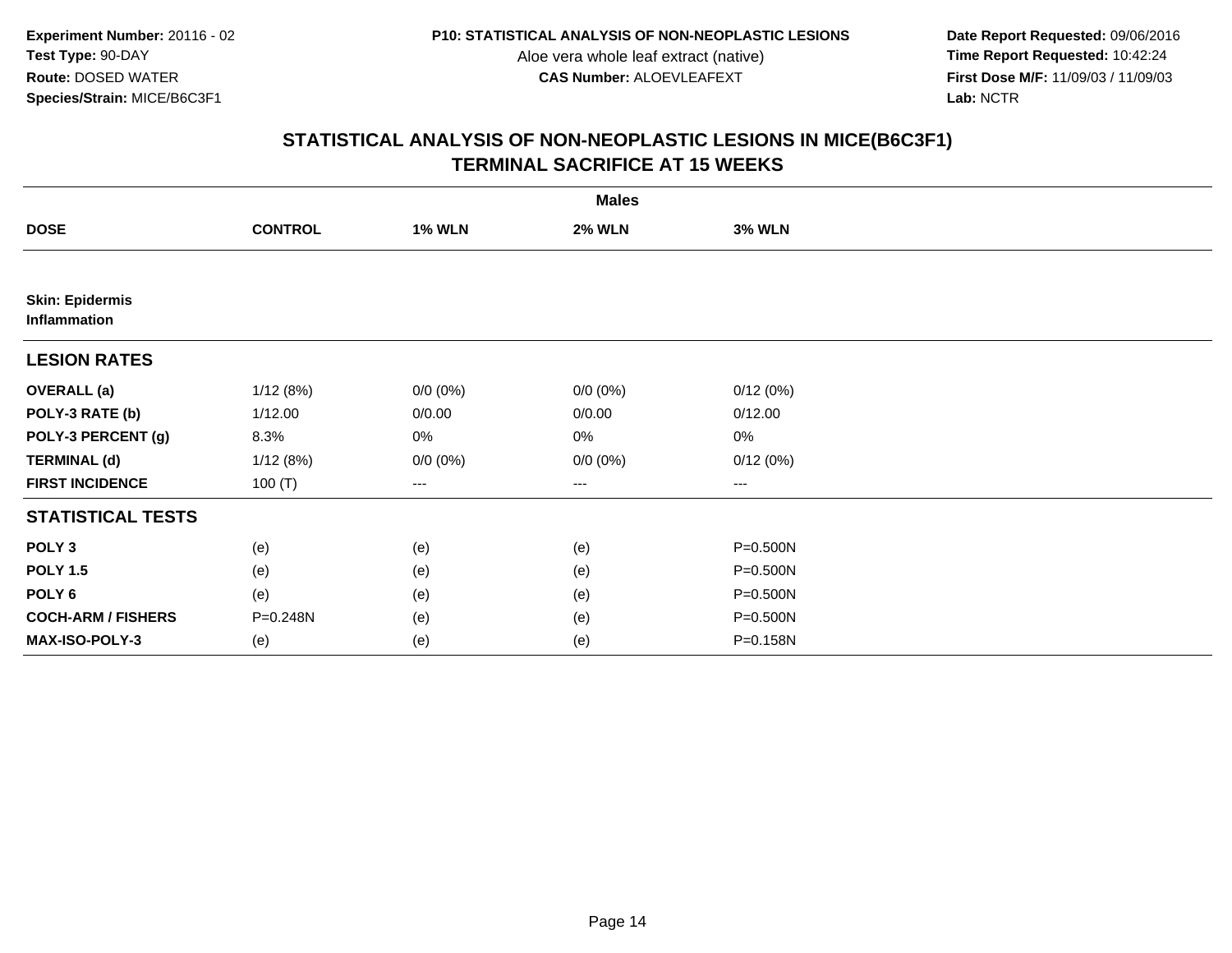**Experiment Number:** 20116 - 02
**Test Type:** 90-DAY
**Route:** DOSED WATER
**Species/Strain:** MICE/B6C3F1

**P10: STATISTICAL ANALYSIS OF NON-NEOPLASTIC LESIONS**
Aloe vera whole leaf extract (native)
**CAS Number:** ALOEVLEAFEXT

**Date Report Requested:** 09/06/2016
**Time Report Requested:** 10:42:24
**First Dose M/F:** 11/09/03 / 11/09/03
**Lab:** NCTR

## STATISTICAL ANALYSIS OF NON-NEOPLASTIC LESIONS IN MICE(B6C3F1)
## TERMINAL SACRIFICE AT 15 WEEKS

| | Males | | | |
|---|---|---|---|---|
| **DOSE** | **CONTROL** | **1% WLN** | **2% WLN** | **3% WLN** |
| **Skin: Epidermis** | | | | |
| **Inflammation** | | | | |
| **LESION RATES** | | | | |
| **OVERALL (a)** | 1/12 (8%) | 0/0 (0%) | 0/0 (0%) | 0/12 (0%) |
| **POLY-3 RATE (b)** | 1/12.00 | 0/0.00 | 0/0.00 | 0/12.00 |
| **POLY-3 PERCENT (g)** | 8.3% | 0% | 0% | 0% |
| **TERMINAL (d)** | 1/12 (8%) | 0/0 (0%) | 0/0 (0%) | 0/12 (0%) |
| **FIRST INCIDENCE** | 100 (T) | --- | --- | --- |
| **STATISTICAL TESTS** | | | | |
| **POLY 3** | (e) | (e) | (e) | P=0.500N |
| **POLY 1.5** | (e) | (e) | (e) | P=0.500N |
| **POLY 6** | (e) | (e) | (e) | P=0.500N |
| **COCH-ARM / FISHERS** | P=0.248N | (e) | (e) | P=0.500N |
| **MAX-ISO-POLY-3** | (e) | (e) | (e) | P=0.158N |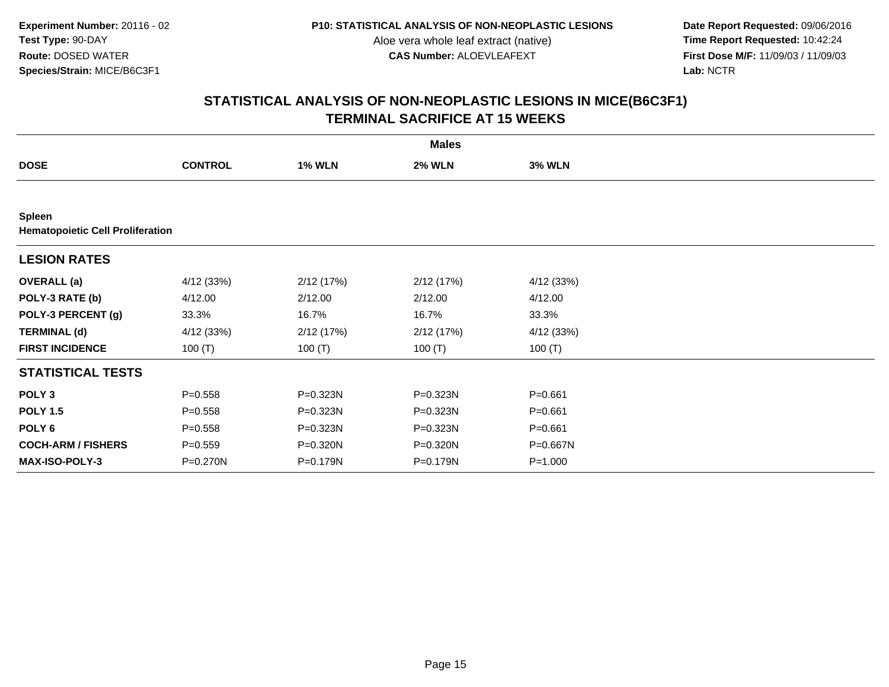**Experiment Number:** 20116 - 02
**Test Type:** 90-DAY
**Route:** DOSED WATER
**Species/Strain:** MICE/B6C3F1

**P10: STATISTICAL ANALYSIS OF NON-NEOPLASTIC LESIONS**
Aloe vera whole leaf extract (native)
**CAS Number:** ALOEVLEAFEXT

**Date Report Requested:** 09/06/2016
**Time Report Requested:** 10:42:24
**First Dose M/F:** 11/09/03 / 11/09/03
**Lab:** NCTR

## STATISTICAL ANALYSIS OF NON-NEOPLASTIC LESIONS IN MICE(B6C3F1)
## TERMINAL SACRIFICE AT 15 WEEKS

| | Males | | | |
|---|---|---|---|---|
| **DOSE** | **CONTROL** | **1% WLN** | **2% WLN** | **3% WLN** |
| **Spleen** | | | | |
| **Hematopoietic Cell Proliferation** | | | | |
| **LESION RATES** | | | | |
| **OVERALL (a)** | 4/12 (33%) | 2/12 (17%) | 2/12 (17%) | 4/12 (33%) |
| **POLY-3 RATE (b)** | 4/12.00 | 2/12.00 | 2/12.00 | 4/12.00 |
| **POLY-3 PERCENT (g)** | 33.3% | 16.7% | 16.7% | 33.3% |
| **TERMINAL (d)** | 4/12 (33%) | 2/12 (17%) | 2/12 (17%) | 4/12 (33%) |
| **FIRST INCIDENCE** | 100 (T) | 100 (T) | 100 (T) | 100 (T) |
| **STATISTICAL TESTS** | | | | |
| **POLY 3** | P=0.558 | P=0.323N | P=0.323N | P=0.661 |
| **POLY 1.5** | P=0.558 | P=0.323N | P=0.323N | P=0.661 |
| **POLY 6** | P=0.558 | P=0.323N | P=0.323N | P=0.661 |
| **COCH-ARM / FISHERS** | P=0.559 | P=0.320N | P=0.320N | P=0.667N |
| **MAX-ISO-POLY-3** | P=0.270N | P=0.179N | P=0.179N | P=1.000 |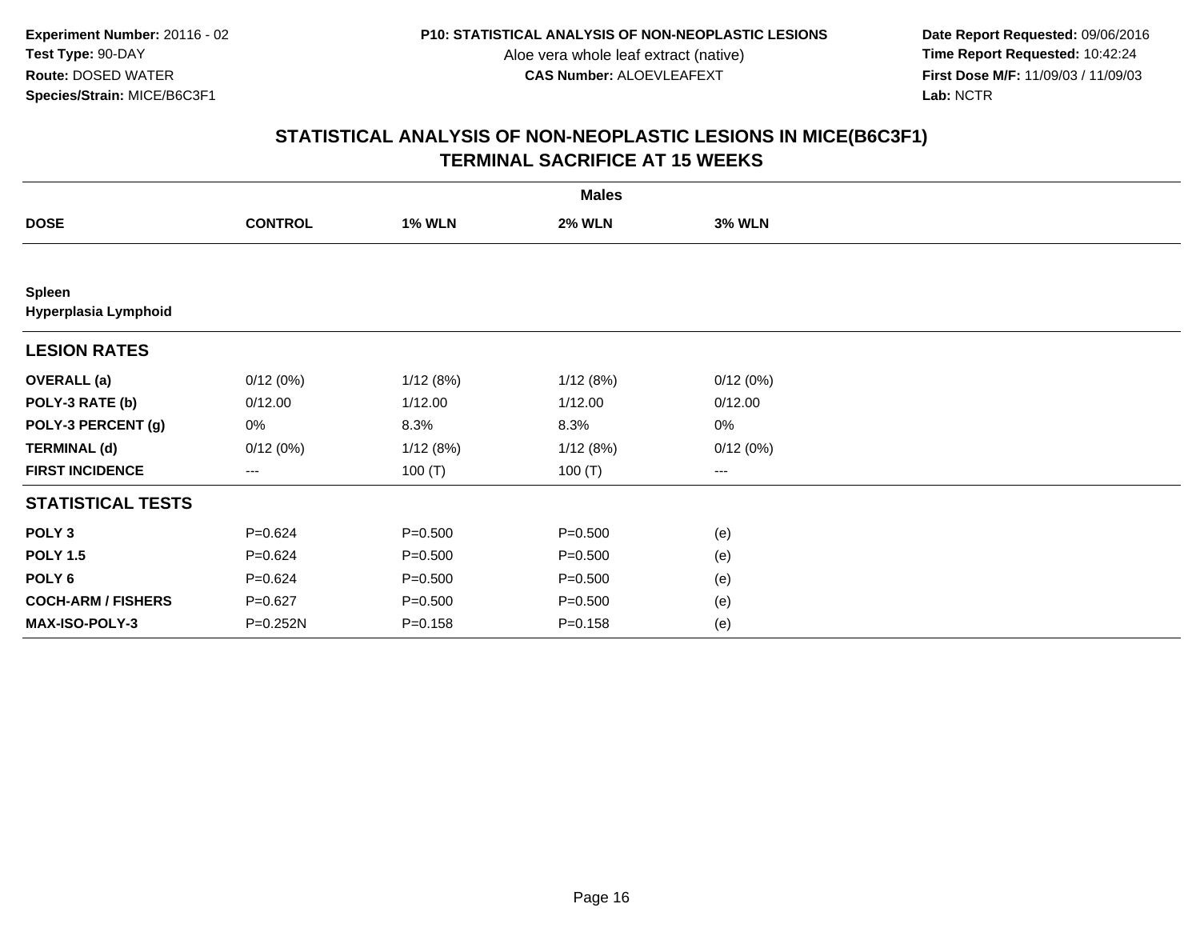Experiment Number: 20116 - 02
Test Type: 90-DAY
Route: DOSED WATER
Species/Strain: MICE/B6C3F1

P10: STATISTICAL ANALYSIS OF NON-NEOPLASTIC LESIONS
Aloe vera whole leaf extract (native)
CAS Number: ALOEVLEAFEXT

Date Report Requested: 09/06/2016
Time Report Requested: 10:42:24
First Dose M/F: 11/09/03 / 11/09/03
Lab: NCTR

## STATISTICAL ANALYSIS OF NON-NEOPLASTIC LESIONS IN MICE(B6C3F1)
## TERMINAL SACRIFICE AT 15 WEEKS

| Males | | | | |
|---|---|---|---|---|
| **DOSE** | **CONTROL** | **1% WLN** | **2% WLN** | **3% WLN** |
| **Spleen** | | | | |
| **Hyperplasia Lymphoid** | | | | |
| **LESION RATES** | | | | |
| **OVERALL (a)** | 0/12 (0%) | 1/12 (8%) | 1/12 (8%) | 0/12 (0%) |
| **POLY-3 RATE (b)** | 0/12.00 | 1/12.00 | 1/12.00 | 0/12.00 |
| **POLY-3 PERCENT (g)** | 0% | 8.3% | 8.3% | 0% |
| **TERMINAL (d)** | 0/12 (0%) | 1/12 (8%) | 1/12 (8%) | 0/12 (0%) |
| **FIRST INCIDENCE** | --- | 100 (T) | 100 (T) | --- |
| **STATISTICAL TESTS** | | | | |
| **POLY 3** | P=0.624 | P=0.500 | P=0.500 | (e) |
| **POLY 1.5** | P=0.624 | P=0.500 | P=0.500 | (e) |
| **POLY 6** | P=0.624 | P=0.500 | P=0.500 | (e) |
| **COCH-ARM / FISHERS** | P=0.627 | P=0.500 | P=0.500 | (e) |
| **MAX-ISO-POLY-3** | P=0.252N | P=0.158 | P=0.158 | (e) |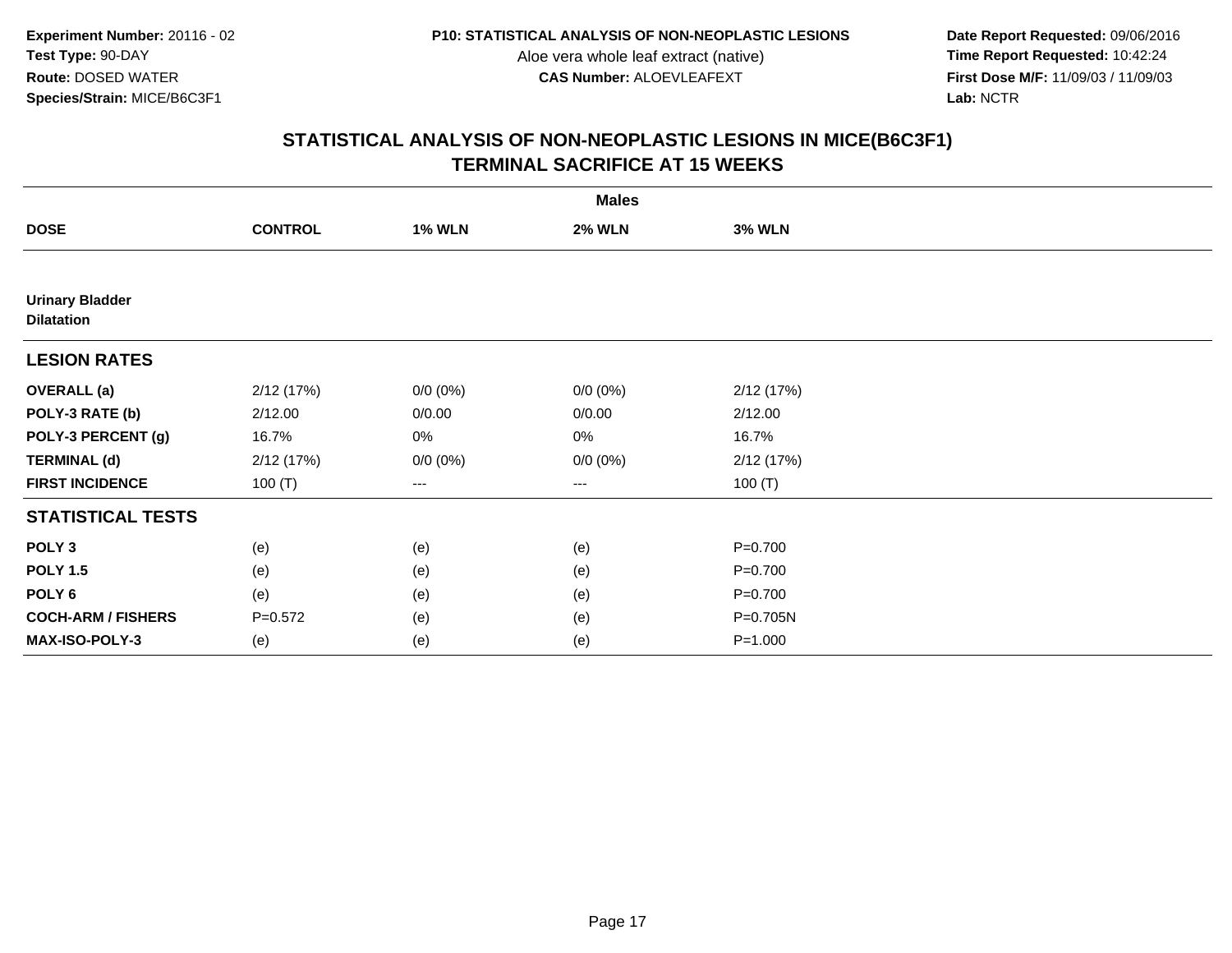**Experiment Number:** 20116 - 02
**Test Type:** 90-DAY
**Route:** DOSED WATER
**Species/Strain:** MICE/B6C3F1

**P10: STATISTICAL ANALYSIS OF NON-NEOPLASTIC LESIONS**
Aloe vera whole leaf extract (native)
**CAS Number:** ALOEVLEAFEXT

**Date Report Requested:** 09/06/2016
**Time Report Requested:** 10:42:24
**First Dose M/F:** 11/09/03 / 11/09/03
**Lab:** NCTR

## STATISTICAL ANALYSIS OF NON-NEOPLASTIC LESIONS IN MICE(B6C3F1)
## TERMINAL SACRIFICE AT 15 WEEKS

| | Males | | | |
|---|---|---|---|---|
| **DOSE** | **CONTROL** | **1% WLN** | **2% WLN** | **3% WLN** |
| **Urinary Bladder** | | | | |
| **Dilatation** | | | | |
| **LESION RATES** | | | | |
| **OVERALL (a)** | 2/12 (17%) | 0/0 (0%) | 0/0 (0%) | 2/12 (17%) |
| **POLY-3 RATE (b)** | 2/12.00 | 0/0.00 | 0/0.00 | 2/12.00 |
| **POLY-3 PERCENT (g)** | 16.7% | 0% | 0% | 16.7% |
| **TERMINAL (d)** | 2/12 (17%) | 0/0 (0%) | 0/0 (0%) | 2/12 (17%) |
| **FIRST INCIDENCE** | 100 (T) | --- | --- | 100 (T) |
| **STATISTICAL TESTS** | | | | |
| **POLY 3** | (e) | (e) | (e) | P=0.700 |
| **POLY 1.5** | (e) | (e) | (e) | P=0.700 |
| **POLY 6** | (e) | (e) | (e) | P=0.700 |
| **COCH-ARM / FISHERS** | P=0.572 | (e) | (e) | P=0.705N |
| **MAX-ISO-POLY-3** | (e) | (e) | (e) | P=1.000 |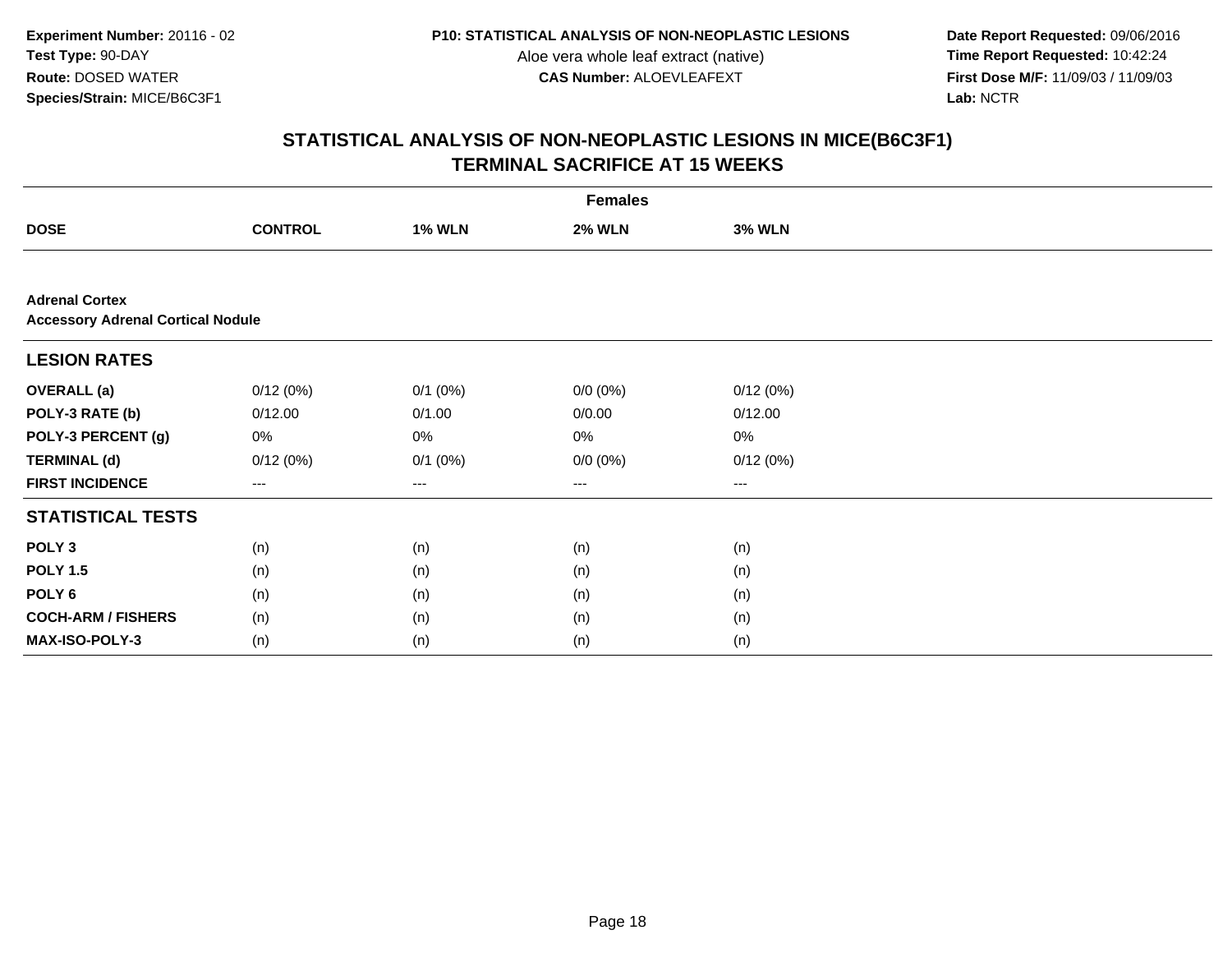**Experiment Number:** 20116 - 02
**Test Type:** 90-DAY
**Route:** DOSED WATER
**Species/Strain:** MICE/B6C3F1

**P10: STATISTICAL ANALYSIS OF NON-NEOPLASTIC LESIONS**
Aloe vera whole leaf extract (native)
**CAS Number:** ALOEVLEAFEXT

**Date Report Requested:** 09/06/2016
**Time Report Requested:** 10:42:24
**First Dose M/F:** 11/09/03 / 11/09/03
**Lab:** NCTR

## STATISTICAL ANALYSIS OF NON-NEOPLASTIC LESIONS IN MICE(B6C3F1)
## TERMINAL SACRIFICE AT 15 WEEKS

| | Females | | | |
|---|---|---|---|---|
| **DOSE** | **CONTROL** | **1% WLN** | **2% WLN** | **3% WLN** |
| **Adrenal Cortex** | | | | |
| **Accessory Adrenal Cortical Nodule** | | | | |
| **LESION RATES** | | | | |
| **OVERALL (a)** | 0/12 (0%) | 0/1 (0%) | 0/0 (0%) | 0/12 (0%) |
| **POLY-3 RATE (b)** | 0/12.00 | 0/1.00 | 0/0.00 | 0/12.00 |
| **POLY-3 PERCENT (g)** | 0% | 0% | 0% | 0% |
| **TERMINAL (d)** | 0/12 (0%) | 0/1 (0%) | 0/0 (0%) | 0/12 (0%) |
| **FIRST INCIDENCE** | --- | --- | --- | --- |
| **STATISTICAL TESTS** | | | | |
| **POLY 3** | (n) | (n) | (n) | (n) |
| **POLY 1.5** | (n) | (n) | (n) | (n) |
| **POLY 6** | (n) | (n) | (n) | (n) |
| **COCH-ARM / FISHERS** | (n) | (n) | (n) | (n) |
| **MAX-ISO-POLY-3** | (n) | (n) | (n) | (n) |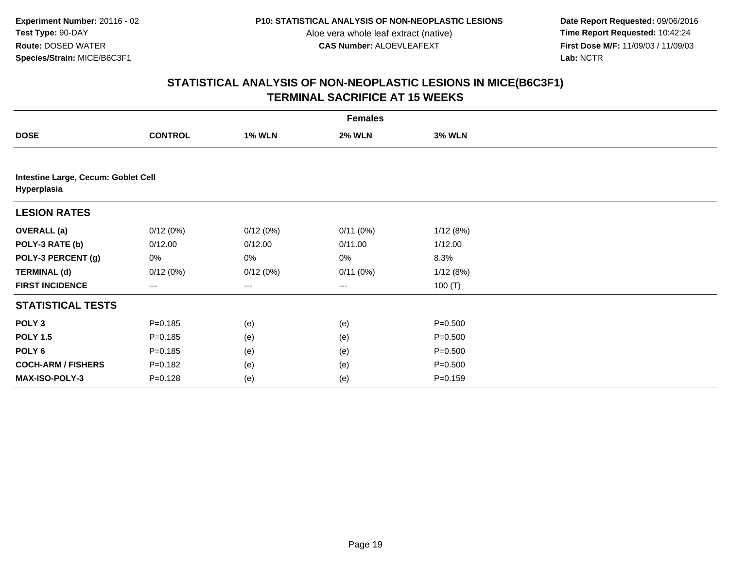Experiment Number: 20116 - 02
Test Type: 90-DAY
Route: DOSED WATER
Species/Strain: MICE/B6C3F1

P10: STATISTICAL ANALYSIS OF NON-NEOPLASTIC LESIONS
Aloe vera whole leaf extract (native)
CAS Number: ALOEVLEAFEXT

Date Report Requested: 09/06/2016
Time Report Requested: 10:42:24
First Dose M/F: 11/09/03 / 11/09/03
Lab: NCTR

## STATISTICAL ANALYSIS OF NON-NEOPLASTIC LESIONS IN MICE(B6C3F1)
## TERMINAL SACRIFICE AT 15 WEEKS

| | Females | | | |
|---|---|---|---|---|
| **DOSE** | **CONTROL** | **1% WLN** | **2% WLN** | **3% WLN** |
| **Intestine Large, Cecum: Goblet Cell Hyperplasia** | | | | |
| **LESION RATES** | | | | |
| **OVERALL (a)** | 0/12 (0%) | 0/12 (0%) | 0/11 (0%) | 1/12 (8%) |
| **POLY-3 RATE (b)** | 0/12.00 | 0/12.00 | 0/11.00 | 1/12.00 |
| **POLY-3 PERCENT (g)** | 0% | 0% | 0% | 8.3% |
| **TERMINAL (d)** | 0/12 (0%) | 0/12 (0%) | 0/11 (0%) | 1/12 (8%) |
| **FIRST INCIDENCE** | --- | --- | --- | 100 (T) |
| **STATISTICAL TESTS** | | | | |
| **POLY 3** | P=0.185 | (e) | (e) | P=0.500 |
| **POLY 1.5** | P=0.185 | (e) | (e) | P=0.500 |
| **POLY 6** | P=0.185 | (e) | (e) | P=0.500 |
| **COCH-ARM / FISHERS** | P=0.182 | (e) | (e) | P=0.500 |
| **MAX-ISO-POLY-3** | P=0.128 | (e) | (e) | P=0.159 |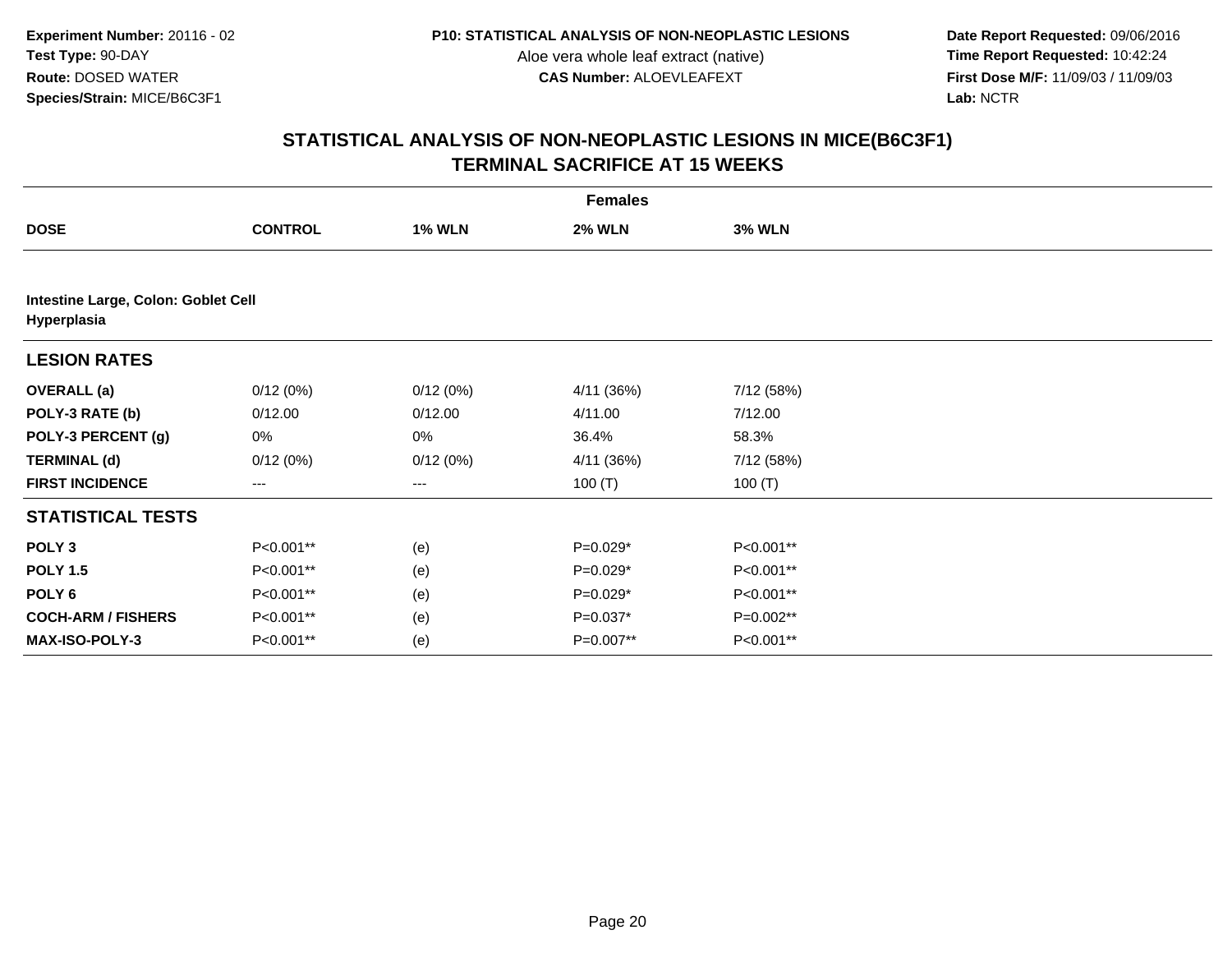**Experiment Number:** 20116 - 02
**Test Type:** 90-DAY
**Route:** DOSED WATER
**Species/Strain:** MICE/B6C3F1

**P10: STATISTICAL ANALYSIS OF NON-NEOPLASTIC LESIONS**
Aloe vera whole leaf extract (native)
**CAS Number:** ALOEVLEAFEXT

**Date Report Requested:** 09/06/2016
**Time Report Requested:** 10:42:24
**First Dose M/F:** 11/09/03 / 11/09/03
**Lab:** NCTR

# STATISTICAL ANALYSIS OF NON-NEOPLASTIC LESIONS IN MICE(B6C3F1) TERMINAL SACRIFICE AT 15 WEEKS

| | Females | | | |
|---|---|---|---|---|
| **DOSE** | **CONTROL** | **1% WLN** | **2% WLN** | **3% WLN** |
| **Intestine Large, Colon: Goblet Cell Hyperplasia** | | | | |
| **LESION RATES** | | | | |
| **OVERALL (a)** | 0/12 (0%) | 0/12 (0%) | 4/11 (36%) | 7/12 (58%) |
| **POLY-3 RATE (b)** | 0/12.00 | 0/12.00 | 4/11.00 | 7/12.00 |
| **POLY-3 PERCENT (g)** | 0% | 0% | 36.4% | 58.3% |
| **TERMINAL (d)** | 0/12 (0%) | 0/12 (0%) | 4/11 (36%) | 7/12 (58%) |
| **FIRST INCIDENCE** | --- | --- | 100 (T) | 100 (T) |
| **STATISTICAL TESTS** | | | | |
| **POLY 3** | P<0.001** | (e) | P=0.029* | P<0.001** |
| **POLY 1.5** | P<0.001** | (e) | P=0.029* | P<0.001** |
| **POLY 6** | P<0.001** | (e) | P=0.029* | P<0.001** |
| **COCH-ARM / FISHERS** | P<0.001** | (e) | P=0.037* | P=0.002** |
| **MAX-ISO-POLY-3** | P<0.001** | (e) | P=0.007** | P<0.001** |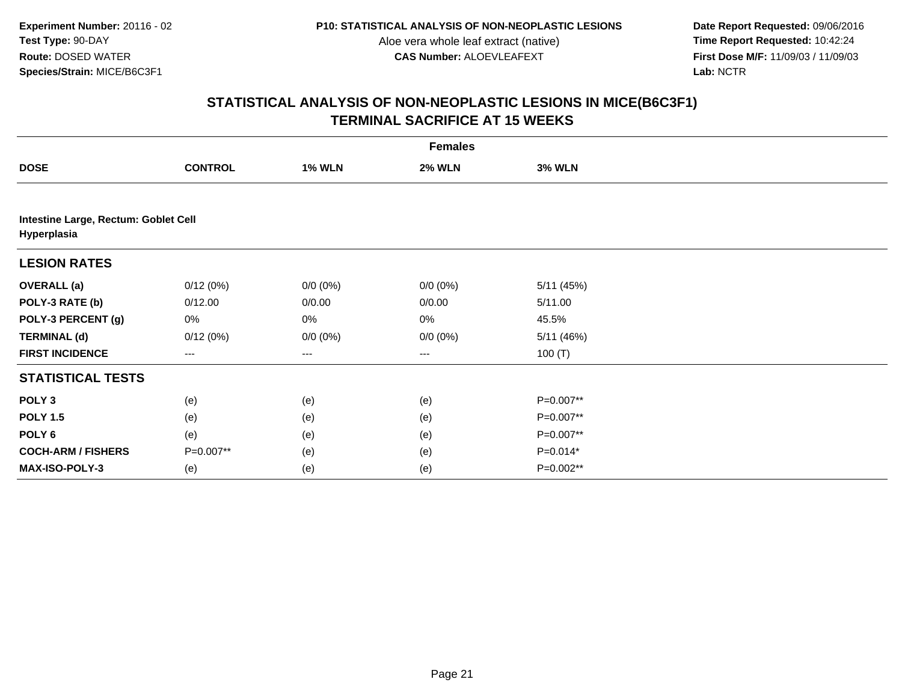**Experiment Number:** 20116 - 02
**Test Type:** 90-DAY
**Route:** DOSED WATER
**Species/Strain:** MICE/B6C3F1

**P10: STATISTICAL ANALYSIS OF NON-NEOPLASTIC LESIONS**
Aloe vera whole leaf extract (native)
**CAS Number:** ALOEVLEAFEXT

**Date Report Requested:** 09/06/2016
**Time Report Requested:** 10:42:24
**First Dose M/F:** 11/09/03 / 11/09/03
**Lab:** NCTR

## STATISTICAL ANALYSIS OF NON-NEOPLASTIC LESIONS IN MICE(B6C3F1)
## TERMINAL SACRIFICE AT 15 WEEKS

| | Females | | | |
|---|---|---|---|---|
| **DOSE** | **CONTROL** | **1% WLN** | **2% WLN** | **3% WLN** |
| **Intestine Large, Rectum: Goblet Cell Hyperplasia** | | | | |
| **LESION RATES** | | | | |
| **OVERALL (a)** | 0/12 (0%) | 0/0 (0%) | 0/0 (0%) | 5/11 (45%) |
| **POLY-3 RATE (b)** | 0/12.00 | 0/0.00 | 0/0.00 | 5/11.00 |
| **POLY-3 PERCENT (g)** | 0% | 0% | 0% | 45.5% |
| **TERMINAL (d)** | 0/12 (0%) | 0/0 (0%) | 0/0 (0%) | 5/11 (46%) |
| **FIRST INCIDENCE** | --- | --- | --- | 100 (T) |
| **STATISTICAL TESTS** | | | | |
| **POLY 3** | (e) | (e) | (e) | P=0.007** |
| **POLY 1.5** | (e) | (e) | (e) | P=0.007** |
| **POLY 6** | (e) | (e) | (e) | P=0.007** |
| **COCH-ARM / FISHERS** | P=0.007** | (e) | (e) | P=0.014* |
| **MAX-ISO-POLY-3** | (e) | (e) | (e) | P=0.002** |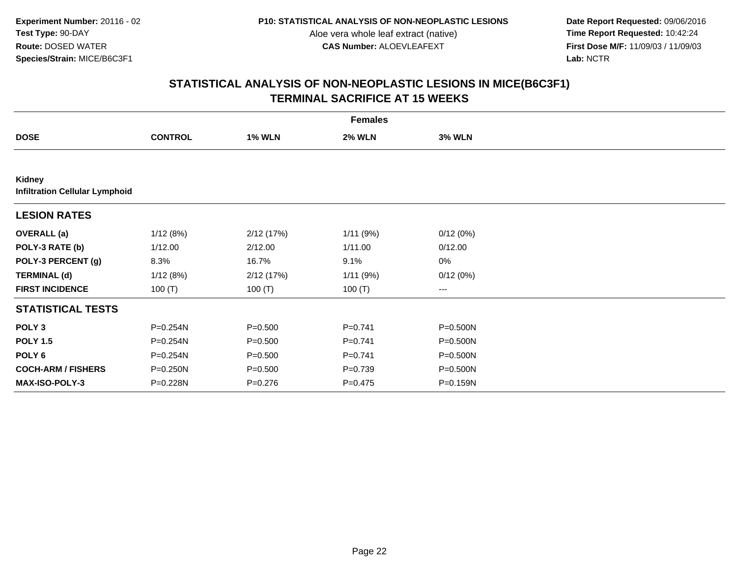Experiment Number: 20116 - 02
Test Type: 90-DAY
Route: DOSED WATER
Species/Strain: MICE/B6C3F1

P10: STATISTICAL ANALYSIS OF NON-NEOPLASTIC LESIONS
Aloe vera whole leaf extract (native)
CAS Number: ALOEVLEAFEXT

Date Report Requested: 09/06/2016
Time Report Requested: 10:42:24
First Dose M/F: 11/09/03 / 11/09/03
Lab: NCTR

## STATISTICAL ANALYSIS OF NON-NEOPLASTIC LESIONS IN MICE(B6C3F1)
## TERMINAL SACRIFICE AT 15 WEEKS

| | Females | | | |
|---|---|---|---|---|
| **DOSE** | **CONTROL** | **1% WLN** | **2% WLN** | **3% WLN** |
| **Kidney** | | | | |
| **Infiltration Cellular Lymphoid** | | | | |
| **LESION RATES** | | | | |
| **OVERALL (a)** | 1/12 (8%) | 2/12 (17%) | 1/11 (9%) | 0/12 (0%) |
| **POLY-3 RATE (b)** | 1/12.00 | 2/12.00 | 1/11.00 | 0/12.00 |
| **POLY-3 PERCENT (g)** | 8.3% | 16.7% | 9.1% | 0% |
| **TERMINAL (d)** | 1/12 (8%) | 2/12 (17%) | 1/11 (9%) | 0/12 (0%) |
| **FIRST INCIDENCE** | 100 (T) | 100 (T) | 100 (T) | --- |
| **STATISTICAL TESTS** | | | | |
| **POLY 3** | P=0.254N | P=0.500 | P=0.741 | P=0.500N |
| **POLY 1.5** | P=0.254N | P=0.500 | P=0.741 | P=0.500N |
| **POLY 6** | P=0.254N | P=0.500 | P=0.741 | P=0.500N |
| **COCH-ARM / FISHERS** | P=0.250N | P=0.500 | P=0.739 | P=0.500N |
| **MAX-ISO-POLY-3** | P=0.228N | P=0.276 | P=0.475 | P=0.159N |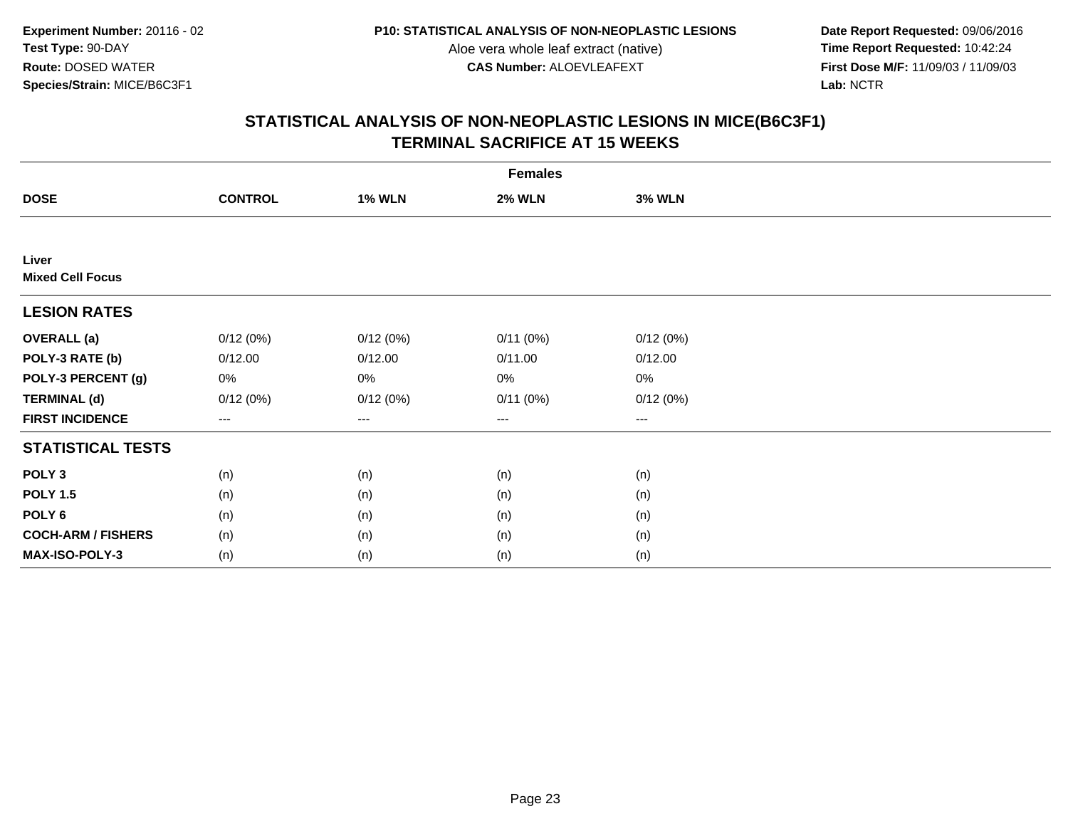Experiment Number: 20116 - 02
Test Type: 90-DAY
Route: DOSED WATER
Species/Strain: MICE/B6C3F1

P10: STATISTICAL ANALYSIS OF NON-NEOPLASTIC LESIONS
Aloe vera whole leaf extract (native)
CAS Number: ALOEVLEAFEXT

Date Report Requested: 09/06/2016
Time Report Requested: 10:42:24
First Dose M/F: 11/09/03 / 11/09/03
Lab: NCTR

# STATISTICAL ANALYSIS OF NON-NEOPLASTIC LESIONS IN MICE(B6C3F1) TERMINAL SACRIFICE AT 15 WEEKS

| | Females | | | |
|---|---|---|---|---|
| DOSE | CONTROL | 1% WLN | 2% WLN | 3% WLN |
| **Liver** | | | | |
| **Mixed Cell Focus** | | | | |
| **LESION RATES** | | | | |
| **OVERALL (a)** | 0/12 (0%) | 0/12 (0%) | 0/11 (0%) | 0/12 (0%) |
| **POLY-3 RATE (b)** | 0/12.00 | 0/12.00 | 0/11.00 | 0/12.00 |
| **POLY-3 PERCENT (g)** | 0% | 0% | 0% | 0% |
| **TERMINAL (d)** | 0/12 (0%) | 0/12 (0%) | 0/11 (0%) | 0/12 (0%) |
| **FIRST INCIDENCE** | --- | --- | --- | --- |
| **STATISTICAL TESTS** | | | | |
| **POLY 3** | (n) | (n) | (n) | (n) |
| **POLY 1.5** | (n) | (n) | (n) | (n) |
| **POLY 6** | (n) | (n) | (n) | (n) |
| **COCH-ARM / FISHERS** | (n) | (n) | (n) | (n) |
| **MAX-ISO-POLY-3** | (n) | (n) | (n) | (n) |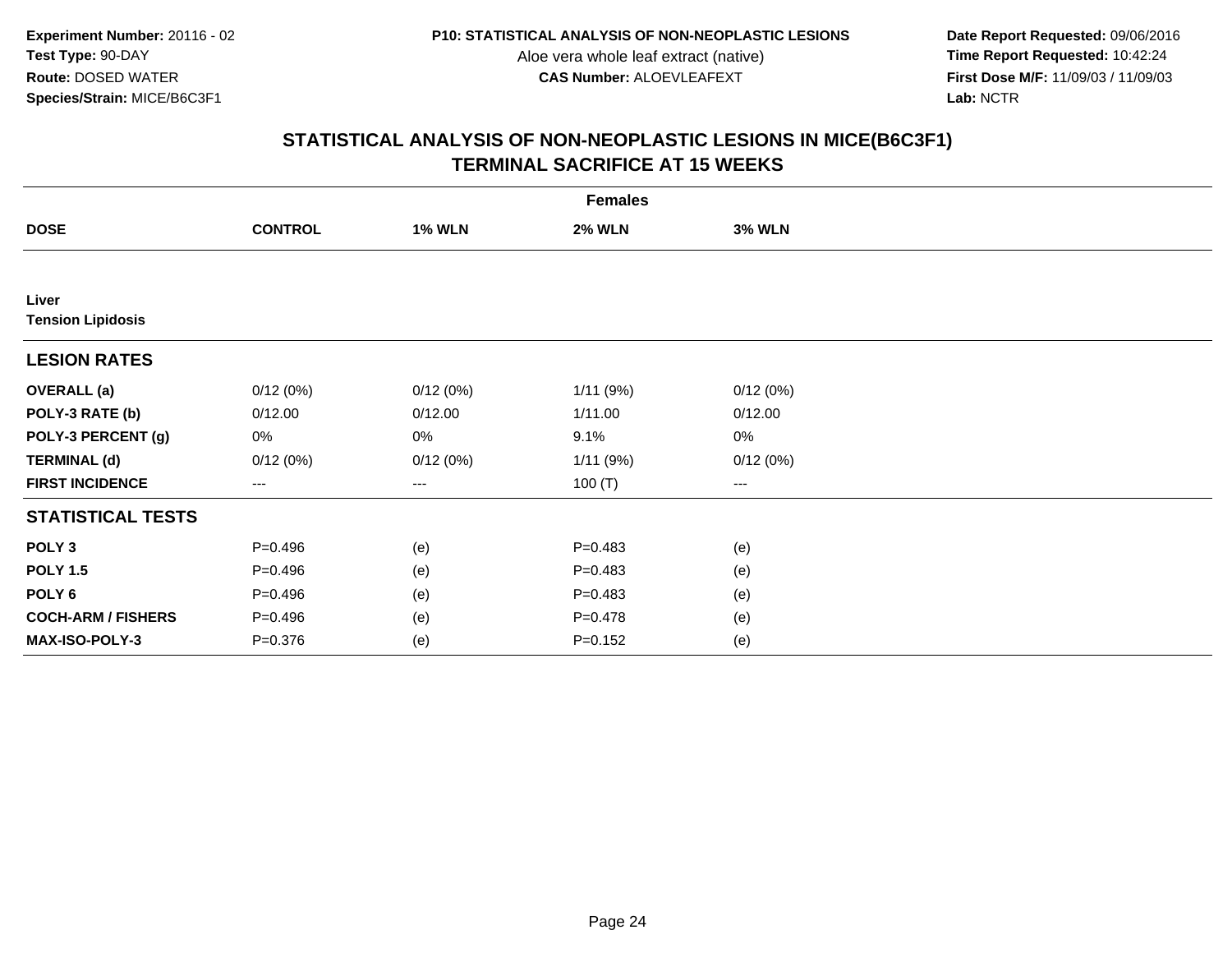**Experiment Number:** 20116 - 02
**Test Type:** 90-DAY
**Route:** DOSED WATER
**Species/Strain:** MICE/B6C3F1

**P10: STATISTICAL ANALYSIS OF NON-NEOPLASTIC LESIONS**
Aloe vera whole leaf extract (native)
**CAS Number:** ALOEVLEAFEXT

**Date Report Requested:** 09/06/2016
**Time Report Requested:** 10:42:24
**First Dose M/F:** 11/09/03 / 11/09/03
**Lab:** NCTR

## STATISTICAL ANALYSIS OF NON-NEOPLASTIC LESIONS IN MICE(B6C3F1)
## TERMINAL SACRIFICE AT 15 WEEKS

| | Females | | | |
|---|---|---|---|---|
| **DOSE** | **CONTROL** | **1% WLN** | **2% WLN** | **3% WLN** |
| **Liver** | | | | |
| **Tension Lipidosis** | | | | |
| **LESION RATES** | | | | |
| **OVERALL (a)** | 0/12 (0%) | 0/12 (0%) | 1/11 (9%) | 0/12 (0%) |
| **POLY-3 RATE (b)** | 0/12.00 | 0/12.00 | 1/11.00 | 0/12.00 |
| **POLY-3 PERCENT (g)** | 0% | 0% | 9.1% | 0% |
| **TERMINAL (d)** | 0/12 (0%) | 0/12 (0%) | 1/11 (9%) | 0/12 (0%) |
| **FIRST INCIDENCE** | --- | --- | 100 (T) | --- |
| **STATISTICAL TESTS** | | | | |
| **POLY 3** | P=0.496 | (e) | P=0.483 | (e) |
| **POLY 1.5** | P=0.496 | (e) | P=0.483 | (e) |
| **POLY 6** | P=0.496 | (e) | P=0.483 | (e) |
| **COCH-ARM / FISHERS** | P=0.496 | (e) | P=0.478 | (e) |
| **MAX-ISO-POLY-3** | P=0.376 | (e) | P=0.152 | (e) |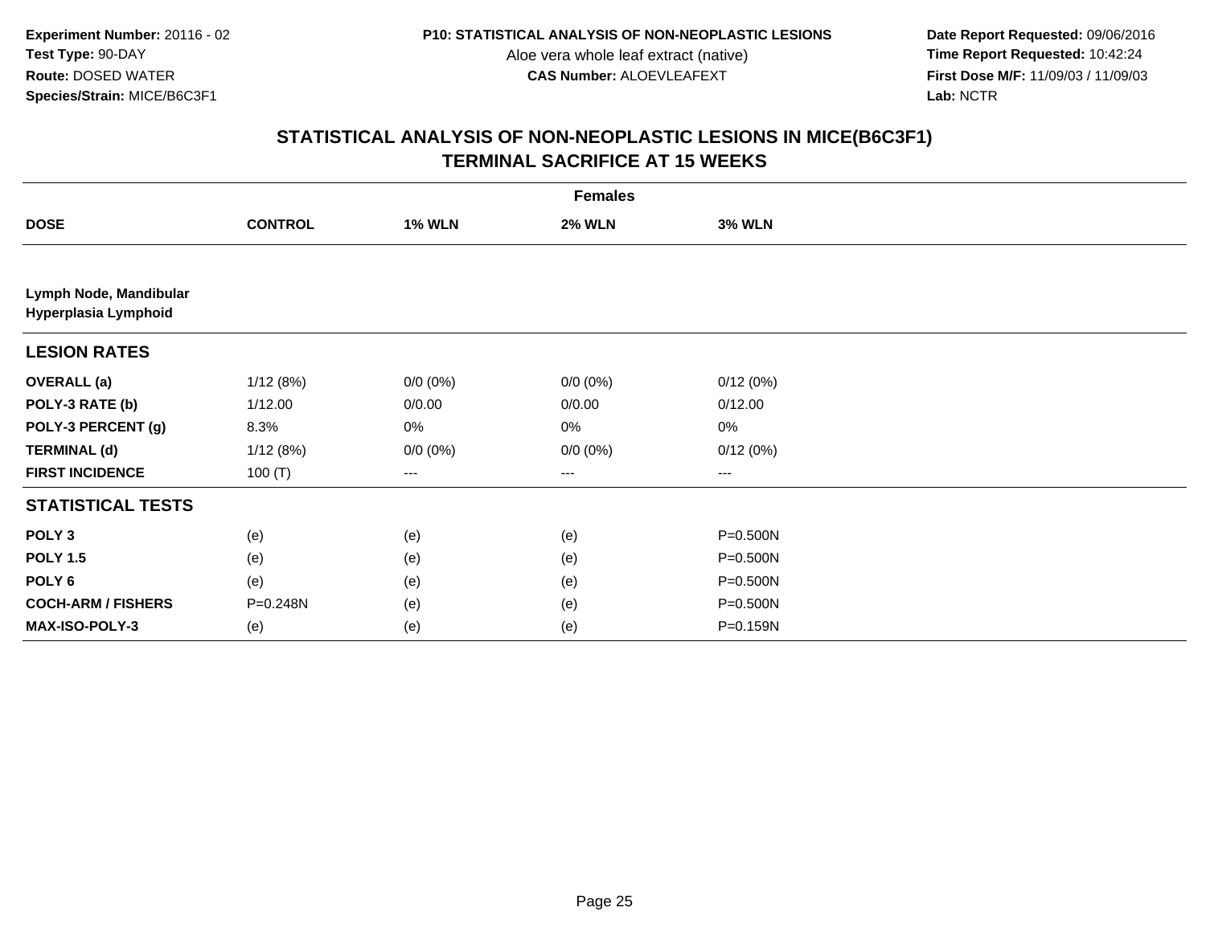Experiment Number: 20116 - 02
Test Type: 90-DAY
Route: DOSED WATER
Species/Strain: MICE/B6C3F1

P10: STATISTICAL ANALYSIS OF NON-NEOPLASTIC LESIONS
Aloe vera whole leaf extract (native)
CAS Number: ALOEVLEAFEXT

Date Report Requested: 09/06/2016
Time Report Requested: 10:42:24
First Dose M/F: 11/09/03 / 11/09/03
Lab: NCTR

## STATISTICAL ANALYSIS OF NON-NEOPLASTIC LESIONS IN MICE(B6C3F1)
## TERMINAL SACRIFICE AT 15 WEEKS

| | Females | | | |
|---|---|---|---|---|
| **DOSE** | **CONTROL** | **1% WLN** | **2% WLN** | **3% WLN** |
| **Lymph Node, Mandibular** | | | | |
| **Hyperplasia Lymphoid** | | | | |
| **LESION RATES** | | | | |
| **OVERALL (a)** | 1/12 (8%) | 0/0 (0%) | 0/0 (0%) | 0/12 (0%) |
| **POLY-3 RATE (b)** | 1/12.00 | 0/0.00 | 0/0.00 | 0/12.00 |
| **POLY-3 PERCENT (g)** | 8.3% | 0% | 0% | 0% |
| **TERMINAL (d)** | 1/12 (8%) | 0/0 (0%) | 0/0 (0%) | 0/12 (0%) |
| **FIRST INCIDENCE** | 100 (T) | --- | --- | --- |
| **STATISTICAL TESTS** | | | | |
| **POLY 3** | (e) | (e) | (e) | P=0.500N |
| **POLY 1.5** | (e) | (e) | (e) | P=0.500N |
| **POLY 6** | (e) | (e) | (e) | P=0.500N |
| **COCH-ARM / FISHERS** | P=0.248N | (e) | (e) | P=0.500N |
| **MAX-ISO-POLY-3** | (e) | (e) | (e) | P=0.159N |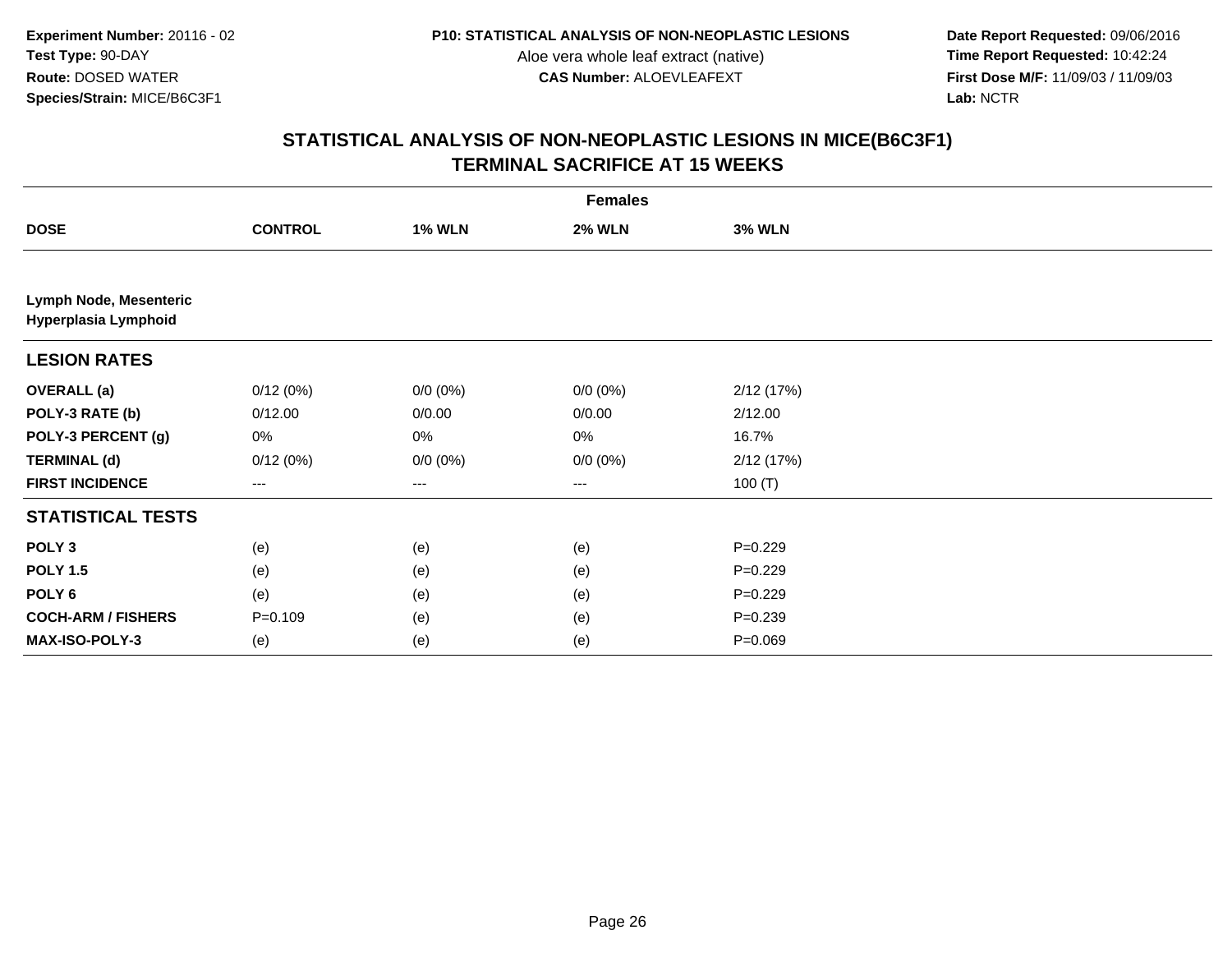**Experiment Number:** 20116 - 02
**Test Type:** 90-DAY
**Route:** DOSED WATER
**Species/Strain:** MICE/B6C3F1

**P10: STATISTICAL ANALYSIS OF NON-NEOPLASTIC LESIONS**
Aloe vera whole leaf extract (native)
**CAS Number:** ALOEVLEAFEXT

**Date Report Requested:** 09/06/2016
**Time Report Requested:** 10:42:24
**First Dose M/F:** 11/09/03 / 11/09/03
**Lab:** NCTR

## STATISTICAL ANALYSIS OF NON-NEOPLASTIC LESIONS IN MICE(B6C3F1)
## TERMINAL SACRIFICE AT 15 WEEKS

| | Females | | | |
|---|---|---|---|---|
| **DOSE** | **CONTROL** | **1% WLN** | **2% WLN** | **3% WLN** |
| **Lymph Node, Mesenteric** | | | | |
| **Hyperplasia Lymphoid** | | | | |
| **LESION RATES** | | | | |
| **OVERALL (a)** | 0/12 (0%) | 0/0 (0%) | 0/0 (0%) | 2/12 (17%) |
| **POLY-3 RATE (b)** | 0/12.00 | 0/0.00 | 0/0.00 | 2/12.00 |
| **POLY-3 PERCENT (g)** | 0% | 0% | 0% | 16.7% |
| **TERMINAL (d)** | 0/12 (0%) | 0/0 (0%) | 0/0 (0%) | 2/12 (17%) |
| **FIRST INCIDENCE** | --- | --- | --- | 100 (T) |
| **STATISTICAL TESTS** | | | | |
| **POLY 3** | (e) | (e) | (e) | P=0.229 |
| **POLY 1.5** | (e) | (e) | (e) | P=0.229 |
| **POLY 6** | (e) | (e) | (e) | P=0.229 |
| **COCH-ARM / FISHERS** | P=0.109 | (e) | (e) | P=0.239 |
| **MAX-ISO-POLY-3** | (e) | (e) | (e) | P=0.069 |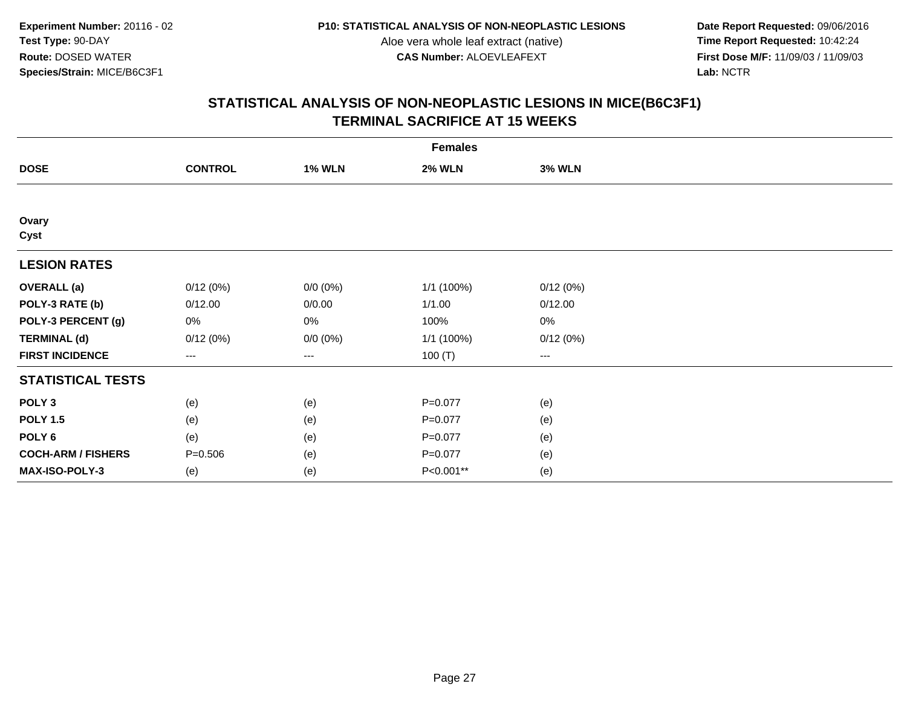**Experiment Number:** 20116 - 02
**Test Type:** 90-DAY
**Route:** DOSED WATER
**Species/Strain:** MICE/B6C3F1

**P10: STATISTICAL ANALYSIS OF NON-NEOPLASTIC LESIONS**
Aloe vera whole leaf extract (native)
**CAS Number:** ALOEVLEAFEXT

**Date Report Requested:** 09/06/2016
**Time Report Requested:** 10:42:24
**First Dose M/F:** 11/09/03 / 11/09/03
**Lab:** NCTR

## STATISTICAL ANALYSIS OF NON-NEOPLASTIC LESIONS IN MICE(B6C3F1)
## TERMINAL SACRIFICE AT 15 WEEKS

| | Females | | | |
|---|---|---|---|---|
| **DOSE** | **CONTROL** | **1% WLN** | **2% WLN** | **3% WLN** |
| **Ovary** | | | | |
| **Cyst** | | | | |
| **LESION RATES** | | | | |
| **OVERALL (a)** | 0/12 (0%) | 0/0 (0%) | 1/1 (100%) | 0/12 (0%) |
| **POLY-3 RATE (b)** | 0/12.00 | 0/0.00 | 1/1.00 | 0/12.00 |
| **POLY-3 PERCENT (g)** | 0% | 0% | 100% | 0% |
| **TERMINAL (d)** | 0/12 (0%) | 0/0 (0%) | 1/1 (100%) | 0/12 (0%) |
| **FIRST INCIDENCE** | --- | --- | 100 (T) | --- |
| **STATISTICAL TESTS** | | | | |
| **POLY 3** | (e) | (e) | P=0.077 | (e) |
| **POLY 1.5** | (e) | (e) | P=0.077 | (e) |
| **POLY 6** | (e) | (e) | P=0.077 | (e) |
| **COCH-ARM / FISHERS** | P=0.506 | (e) | P=0.077 | (e) |
| **MAX-ISO-POLY-3** | (e) | (e) | P<0.001** | (e) |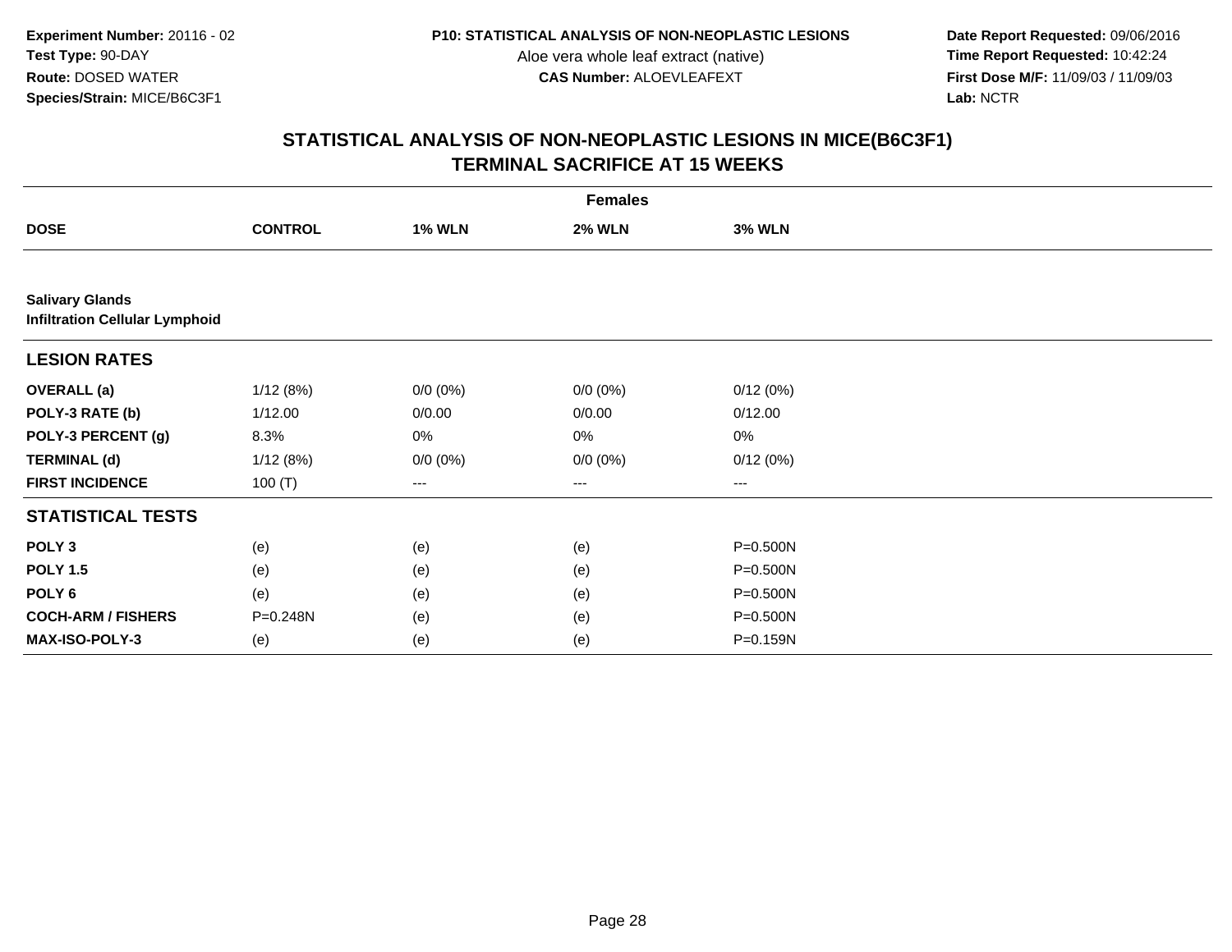Experiment Number: 20116 - 02
Test Type: 90-DAY
Route: DOSED WATER
Species/Strain: MICE/B6C3F1

P10: STATISTICAL ANALYSIS OF NON-NEOPLASTIC LESIONS
Aloe vera whole leaf extract (native)
CAS Number: ALOEVLEAFEXT

Date Report Requested: 09/06/2016
Time Report Requested: 10:42:24
First Dose M/F: 11/09/03 / 11/09/03
Lab: NCTR

## STATISTICAL ANALYSIS OF NON-NEOPLASTIC LESIONS IN MICE(B6C3F1)
## TERMINAL SACRIFICE AT 15 WEEKS

| | Females | | | |
|---|---|---|---|---|
| **DOSE** | **CONTROL** | **1% WLN** | **2% WLN** | **3% WLN** |
| **Salivary Glands** | | | | |
| **Infiltration Cellular Lymphoid** | | | | |
| **LESION RATES** | | | | |
| **OVERALL (a)** | 1/12 (8%) | 0/0 (0%) | 0/0 (0%) | 0/12 (0%) |
| **POLY-3 RATE (b)** | 1/12.00 | 0/0.00 | 0/0.00 | 0/12.00 |
| **POLY-3 PERCENT (g)** | 8.3% | 0% | 0% | 0% |
| **TERMINAL (d)** | 1/12 (8%) | 0/0 (0%) | 0/0 (0%) | 0/12 (0%) |
| **FIRST INCIDENCE** | 100 (T) | --- | --- | --- |
| **STATISTICAL TESTS** | | | | |
| **POLY 3** | (e) | (e) | (e) | P=0.500N |
| **POLY 1.5** | (e) | (e) | (e) | P=0.500N |
| **POLY 6** | (e) | (e) | (e) | P=0.500N |
| **COCH-ARM / FISHERS** | P=0.248N | (e) | (e) | P=0.500N |
| **MAX-ISO-POLY-3** | (e) | (e) | (e) | P=0.159N |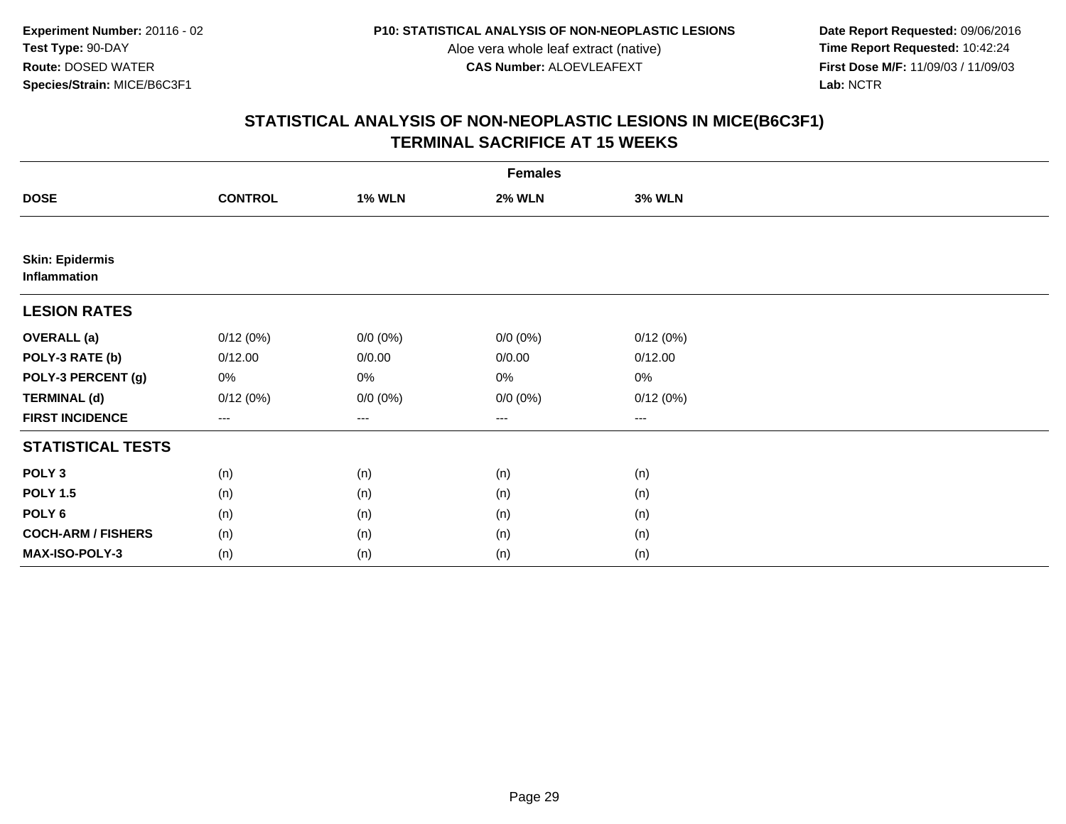**Experiment Number:** 20116 - 02
**Test Type:** 90-DAY
**Route:** DOSED WATER
**Species/Strain:** MICE/B6C3F1

**P10: STATISTICAL ANALYSIS OF NON-NEOPLASTIC LESIONS**
Aloe vera whole leaf extract (native)
**CAS Number:** ALOEVLEAFEXT

**Date Report Requested:** 09/06/2016
**Time Report Requested:** 10:42:24
**First Dose M/F:** 11/09/03 / 11/09/03
**Lab:** NCTR

## STATISTICAL ANALYSIS OF NON-NEOPLASTIC LESIONS IN MICE(B6C3F1)
## TERMINAL SACRIFICE AT 15 WEEKS

| | Females | | | |
|---|---|---|---|---|
| **DOSE** | **CONTROL** | **1% WLN** | **2% WLN** | **3% WLN** |
| **Skin: Epidermis** | | | | |
| **Inflammation** | | | | |
| **LESION RATES** | | | | |
| **OVERALL (a)** | 0/12 (0%) | 0/0 (0%) | 0/0 (0%) | 0/12 (0%) |
| **POLY-3 RATE (b)** | 0/12.00 | 0/0.00 | 0/0.00 | 0/12.00 |
| **POLY-3 PERCENT (g)** | 0% | 0% | 0% | 0% |
| **TERMINAL (d)** | 0/12 (0%) | 0/0 (0%) | 0/0 (0%) | 0/12 (0%) |
| **FIRST INCIDENCE** | --- | --- | --- | --- |
| **STATISTICAL TESTS** | | | | |
| **POLY 3** | (n) | (n) | (n) | (n) |
| **POLY 1.5** | (n) | (n) | (n) | (n) |
| **POLY 6** | (n) | (n) | (n) | (n) |
| **COCH-ARM / FISHERS** | (n) | (n) | (n) | (n) |
| **MAX-ISO-POLY-3** | (n) | (n) | (n) | (n) |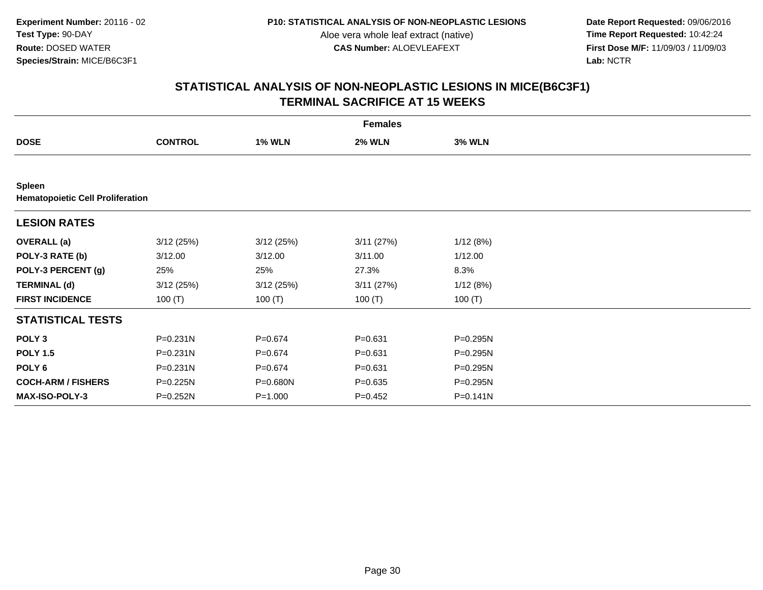**Experiment Number:** 20116 - 02
**Test Type:** 90-DAY
**Route:** DOSED WATER
**Species/Strain:** MICE/B6C3F1

**P10: STATISTICAL ANALYSIS OF NON-NEOPLASTIC LESIONS**
Aloe vera whole leaf extract (native)
**CAS Number:** ALOEVLEAFEXT

**Date Report Requested:** 09/06/2016
**Time Report Requested:** 10:42:24
**First Dose M/F:** 11/09/03 / 11/09/03
**Lab:** NCTR

## STATISTICAL ANALYSIS OF NON-NEOPLASTIC LESIONS IN MICE(B6C3F1)
## TERMINAL SACRIFICE AT 15 WEEKS

| | Females | | | |
|---|---|---|---|---|
| **DOSE** | **CONTROL** | **1% WLN** | **2% WLN** | **3% WLN** |
| **Spleen** | | | | |
| **Hematopoietic Cell Proliferation** | | | | |
| **LESION RATES** | | | | |
| **OVERALL (a)** | 3/12 (25%) | 3/12 (25%) | 3/11 (27%) | 1/12 (8%) |
| **POLY-3 RATE (b)** | 3/12.00 | 3/12.00 | 3/11.00 | 1/12.00 |
| **POLY-3 PERCENT (g)** | 25% | 25% | 27.3% | 8.3% |
| **TERMINAL (d)** | 3/12 (25%) | 3/12 (25%) | 3/11 (27%) | 1/12 (8%) |
| **FIRST INCIDENCE** | 100 (T) | 100 (T) | 100 (T) | 100 (T) |
| **STATISTICAL TESTS** | | | | |
| **POLY 3** | P=0.231N | P=0.674 | P=0.631 | P=0.295N |
| **POLY 1.5** | P=0.231N | P=0.674 | P=0.631 | P=0.295N |
| **POLY 6** | P=0.231N | P=0.674 | P=0.631 | P=0.295N |
| **COCH-ARM / FISHERS** | P=0.225N | P=0.680N | P=0.635 | P=0.295N |
| **MAX-ISO-POLY-3** | P=0.252N | P=1.000 | P=0.452 | P=0.141N |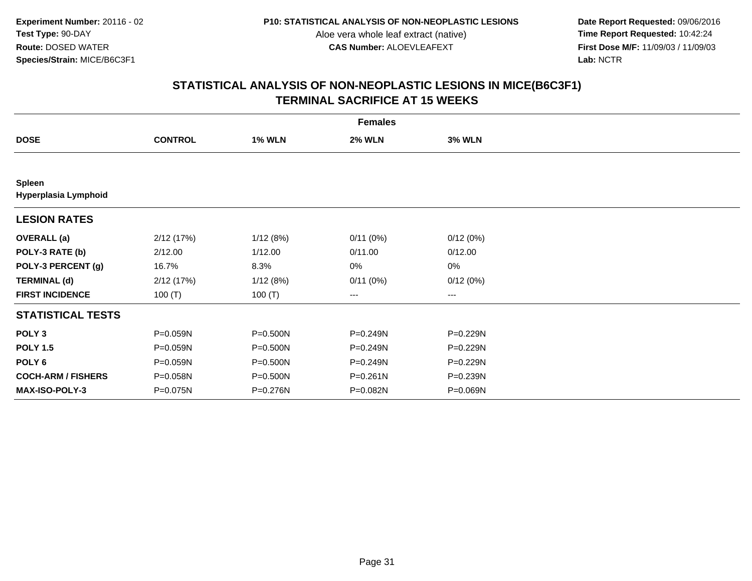**Experiment Number:** 20116 - 02
**Test Type:** 90-DAY
**Route:** DOSED WATER
**Species/Strain:** MICE/B6C3F1

**P10: STATISTICAL ANALYSIS OF NON-NEOPLASTIC LESIONS**
Aloe vera whole leaf extract (native)
**CAS Number:** ALOEVLEAFEXT

**Date Report Requested:** 09/06/2016
**Time Report Requested:** 10:42:24
**First Dose M/F:** 11/09/03 / 11/09/03
**Lab:** NCTR

## STATISTICAL ANALYSIS OF NON-NEOPLASTIC LESIONS IN MICE(B6C3F1)
## TERMINAL SACRIFICE AT 15 WEEKS

| | Females | | | |
|---|---|---|---|---|
| **DOSE** | **CONTROL** | **1% WLN** | **2% WLN** | **3% WLN** |
| **Spleen** | | | | |
| **Hyperplasia Lymphoid** | | | | |
| **LESION RATES** | | | | |
| **OVERALL (a)** | 2/12 (17%) | 1/12 (8%) | 0/11 (0%) | 0/12 (0%) |
| **POLY-3 RATE (b)** | 2/12.00 | 1/12.00 | 0/11.00 | 0/12.00 |
| **POLY-3 PERCENT (g)** | 16.7% | 8.3% | 0% | 0% |
| **TERMINAL (d)** | 2/12 (17%) | 1/12 (8%) | 0/11 (0%) | 0/12 (0%) |
| **FIRST INCIDENCE** | 100 (T) | 100 (T) | --- | --- |
| **STATISTICAL TESTS** | | | | |
| **POLY 3** | P=0.059N | P=0.500N | P=0.249N | P=0.229N |
| **POLY 1.5** | P=0.059N | P=0.500N | P=0.249N | P=0.229N |
| **POLY 6** | P=0.059N | P=0.500N | P=0.249N | P=0.229N |
| **COCH-ARM / FISHERS** | P=0.058N | P=0.500N | P=0.261N | P=0.239N |
| **MAX-ISO-POLY-3** | P=0.075N | P=0.276N | P=0.082N | P=0.069N |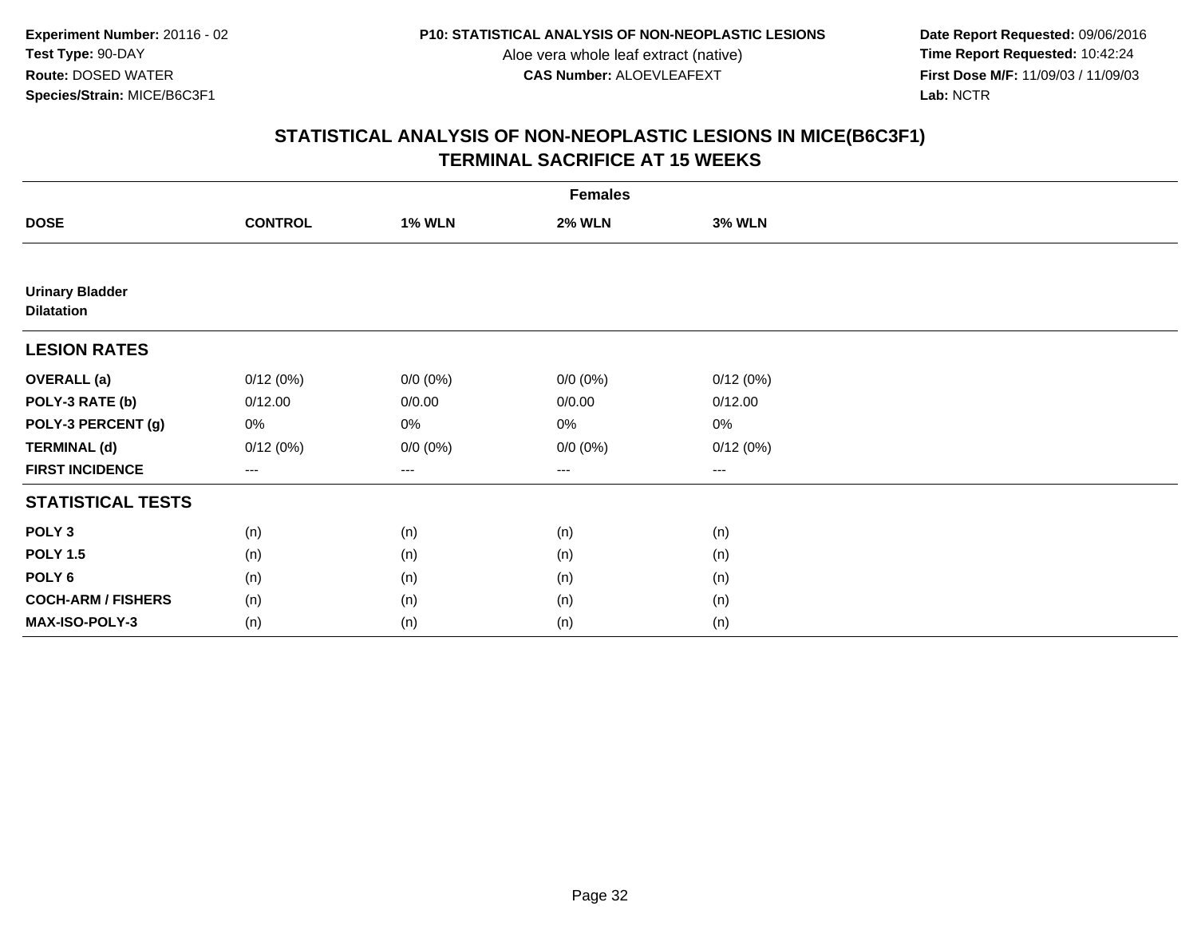Experiment Number: 20116 - 02
Test Type: 90-DAY
Route: DOSED WATER
Species/Strain: MICE/B6C3F1

P10: STATISTICAL ANALYSIS OF NON-NEOPLASTIC LESIONS
Aloe vera whole leaf extract (native)
CAS Number: ALOEVLEAFEXT

Date Report Requested: 09/06/2016
Time Report Requested: 10:42:24
First Dose M/F: 11/09/03 / 11/09/03
Lab: NCTR

## STATISTICAL ANALYSIS OF NON-NEOPLASTIC LESIONS IN MICE(B6C3F1)
## TERMINAL SACRIFICE AT 15 WEEKS

| | Females | | | |
|---|---|---|---|---|
| **DOSE** | **CONTROL** | **1% WLN** | **2% WLN** | **3% WLN** |
| **Urinary Bladder** | | | | |
| **Dilatation** | | | | |
| **LESION RATES** | | | | |
| **OVERALL (a)** | 0/12 (0%) | 0/0 (0%) | 0/0 (0%) | 0/12 (0%) |
| **POLY-3 RATE (b)** | 0/12.00 | 0/0.00 | 0/0.00 | 0/12.00 |
| **POLY-3 PERCENT (g)** | 0% | 0% | 0% | 0% |
| **TERMINAL (d)** | 0/12 (0%) | 0/0 (0%) | 0/0 (0%) | 0/12 (0%) |
| **FIRST INCIDENCE** | --- | --- | --- | --- |
| **STATISTICAL TESTS** | | | | |
| **POLY 3** | (n) | (n) | (n) | (n) |
| **POLY 1.5** | (n) | (n) | (n) | (n) |
| **POLY 6** | (n) | (n) | (n) | (n) |
| **COCH-ARM / FISHERS** | (n) | (n) | (n) | (n) |
| **MAX-ISO-POLY-3** | (n) | (n) | (n) | (n) |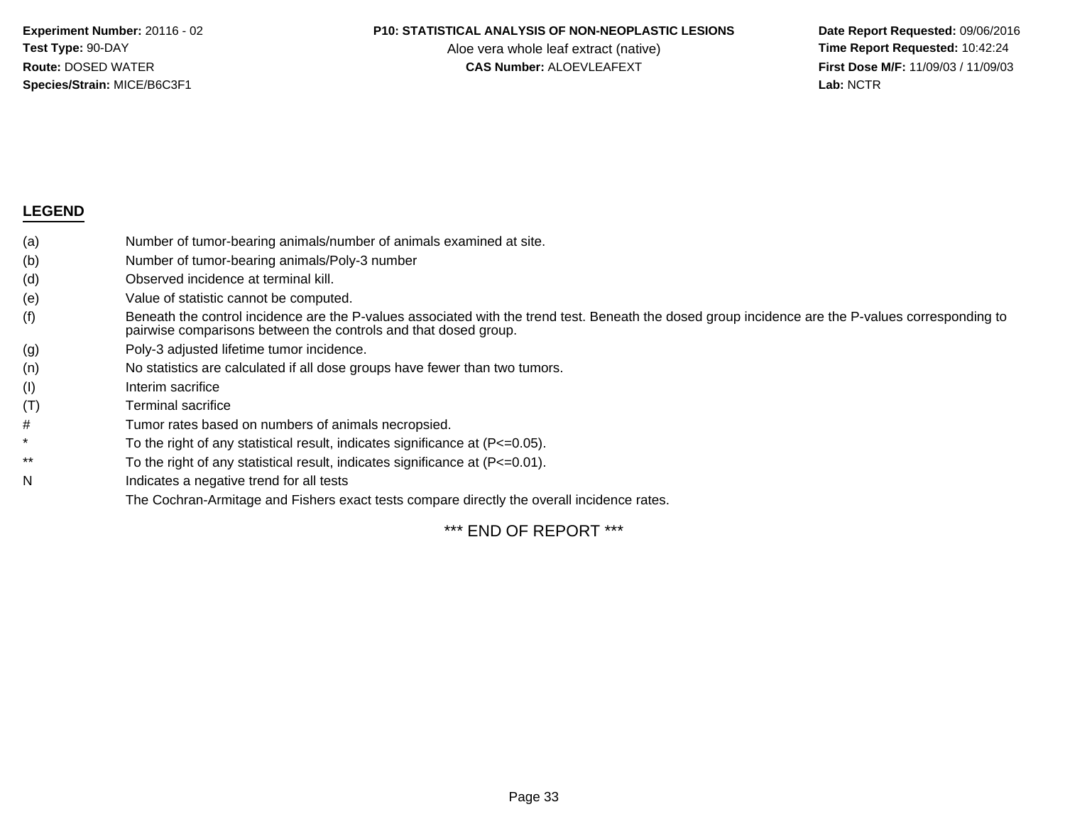**Experiment Number:** 20116 - 02
**Test Type:** 90-DAY
**Route:** DOSED WATER
**Species/Strain:** MICE/B6C3F1

**P10: STATISTICAL ANALYSIS OF NON-NEOPLASTIC LESIONS**
Aloe vera whole leaf extract (native)
**CAS Number:** ALOEVLEAFEXT

**Date Report Requested:** 09/06/2016
**Time Report Requested:** 10:42:24
**First Dose M/F:** 11/09/03 / 11/09/03
**Lab:** NCTR

## LEGEND

| | |
|---|---|
| (a) | Number of tumor-bearing animals/number of animals examined at site. |
| (b) | Number of tumor-bearing animals/Poly-3 number |
| (d) | Observed incidence at terminal kill. |
| (e) | Value of statistic cannot be computed. |
| (f) | Beneath the control incidence are the P-values associated with the trend test. Beneath the dosed group incidence are the P-values corresponding to pairwise comparisons between the controls and that dosed group. |
| (g) | Poly-3 adjusted lifetime tumor incidence. |
| (n) | No statistics are calculated if all dose groups have fewer than two tumors. |
| (I) | Interim sacrifice |
| (T) | Terminal sacrifice |
| # | Tumor rates based on numbers of animals necropsied. |
| * | To the right of any statistical result, indicates significance at (P<=0.05). |
| ** | To the right of any statistical result, indicates significance at (P<=0.01). |
| N | Indicates a negative trend for all tests |
| | The Cochran-Armitage and Fishers exact tests compare directly the overall incidence rates. |

*** END OF REPORT ***